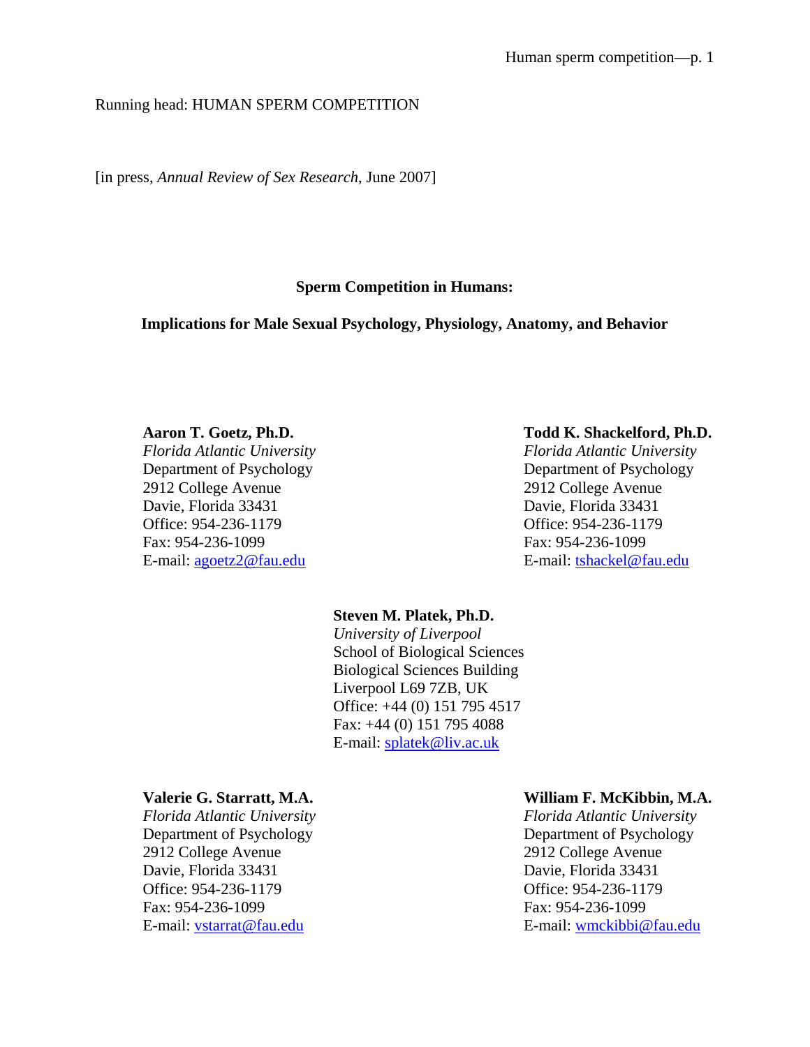Running head: HUMAN SPERM COMPETITION

[in press, *Annual Review of Sex Research,* June 2007]

**Sperm Competition in Humans:**

**Implications for Male Sexual Psychology, Physiology, Anatomy, and Behavior**

**Aaron T. Goetz, Ph.D.**
*Florida Atlantic University*
Department of Psychology
2912 College Avenue
Davie, Florida 33431
Office: 954-236-1179
Fax: 954-236-1099
E-mail: agoetz2@fau.edu

**Todd K. Shackelford, Ph.D.**
*Florida Atlantic University*
Department of Psychology
2912 College Avenue
Davie, Florida 33431
Office: 954-236-1179
Fax: 954-236-1099
E-mail: tshackel@fau.edu

**Steven M. Platek, Ph.D.**
*University of Liverpool*
School of Biological Sciences
Biological Sciences Building
Liverpool L69 7ZB, UK
Office: +44 (0) 151 795 4517
Fax: +44 (0) 151 795 4088
E-mail: splatek@liv.ac.uk

**Valerie G. Starratt, M.A.**
*Florida Atlantic University*
Department of Psychology
2912 College Avenue
Davie, Florida 33431
Office: 954-236-1179
Fax: 954-236-1099
E-mail: vstarrat@fau.edu

**William F. McKibbin, M.A.**
*Florida Atlantic University*
Department of Psychology
2912 College Avenue
Davie, Florida 33431
Office: 954-236-1179
Fax: 954-236-1099
E-mail: wmckibbi@fau.edu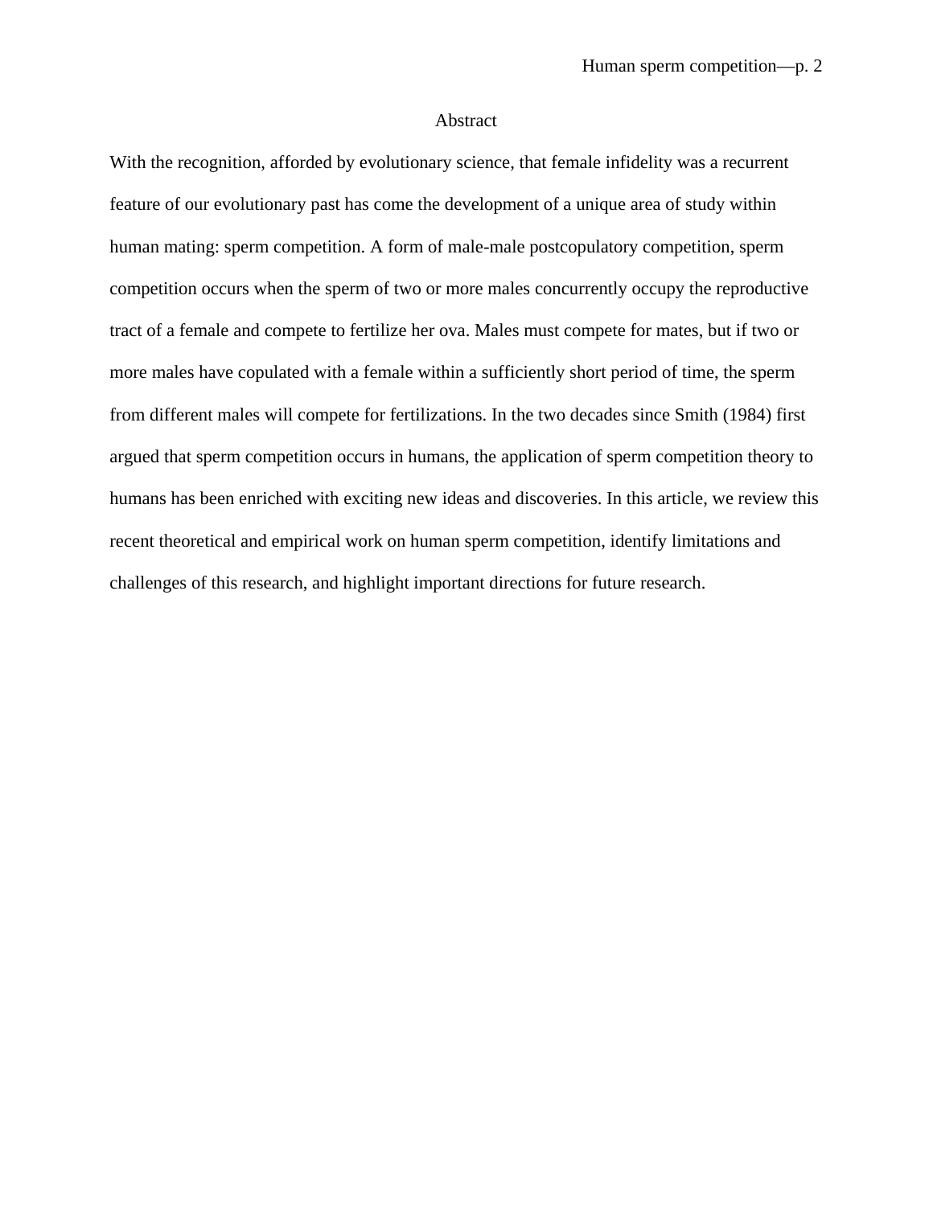# Abstract

With the recognition, afforded by evolutionary science, that female infidelity was a recurrent feature of our evolutionary past has come the development of a unique area of study within human mating: sperm competition. A form of male-male postcopulatory competition, sperm competition occurs when the sperm of two or more males concurrently occupy the reproductive tract of a female and compete to fertilize her ova. Males must compete for mates, but if two or more males have copulated with a female within a sufficiently short period of time, the sperm from different males will compete for fertilizations. In the two decades since Smith (1984) first argued that sperm competition occurs in humans, the application of sperm competition theory to humans has been enriched with exciting new ideas and discoveries. In this article, we review this recent theoretical and empirical work on human sperm competition, identify limitations and challenges of this research, and highlight important directions for future research.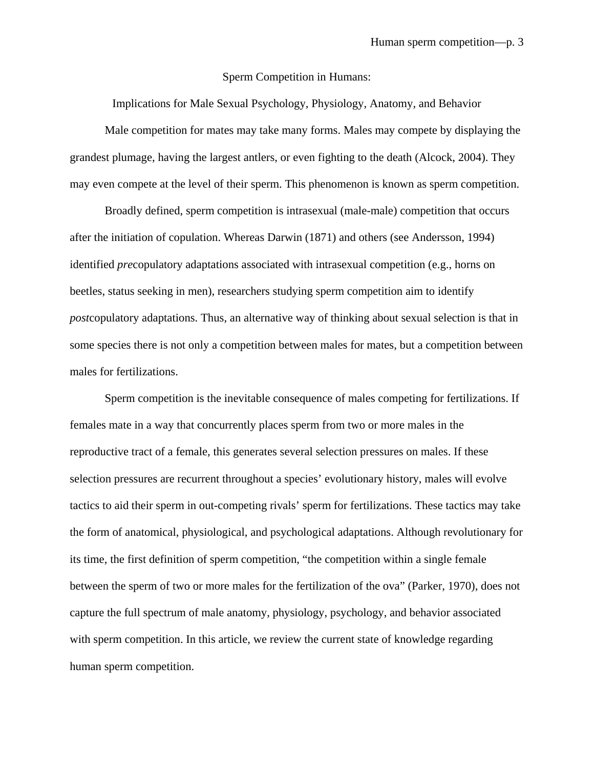# Sperm Competition in Humans:

## Implications for Male Sexual Psychology, Physiology, Anatomy, and Behavior

Male competition for mates may take many forms. Males may compete by displaying the grandest plumage, having the largest antlers, or even fighting to the death (Alcock, 2004). They may even compete at the level of their sperm. This phenomenon is known as sperm competition.

Broadly defined, sperm competition is intrasexual (male-male) competition that occurs after the initiation of copulation. Whereas Darwin (1871) and others (see Andersson, 1994) identified *pre*copulatory adaptations associated with intrasexual competition (e.g., horns on beetles, status seeking in men), researchers studying sperm competition aim to identify *post*copulatory adaptations. Thus, an alternative way of thinking about sexual selection is that in some species there is not only a competition between males for mates, but a competition between males for fertilizations.

Sperm competition is the inevitable consequence of males competing for fertilizations. If females mate in a way that concurrently places sperm from two or more males in the reproductive tract of a female, this generates several selection pressures on males. If these selection pressures are recurrent throughout a species' evolutionary history, males will evolve tactics to aid their sperm in out-competing rivals' sperm for fertilizations. These tactics may take the form of anatomical, physiological, and psychological adaptations. Although revolutionary for its time, the first definition of sperm competition, "the competition within a single female between the sperm of two or more males for the fertilization of the ova" (Parker, 1970), does not capture the full spectrum of male anatomy, physiology, psychology, and behavior associated with sperm competition. In this article, we review the current state of knowledge regarding human sperm competition.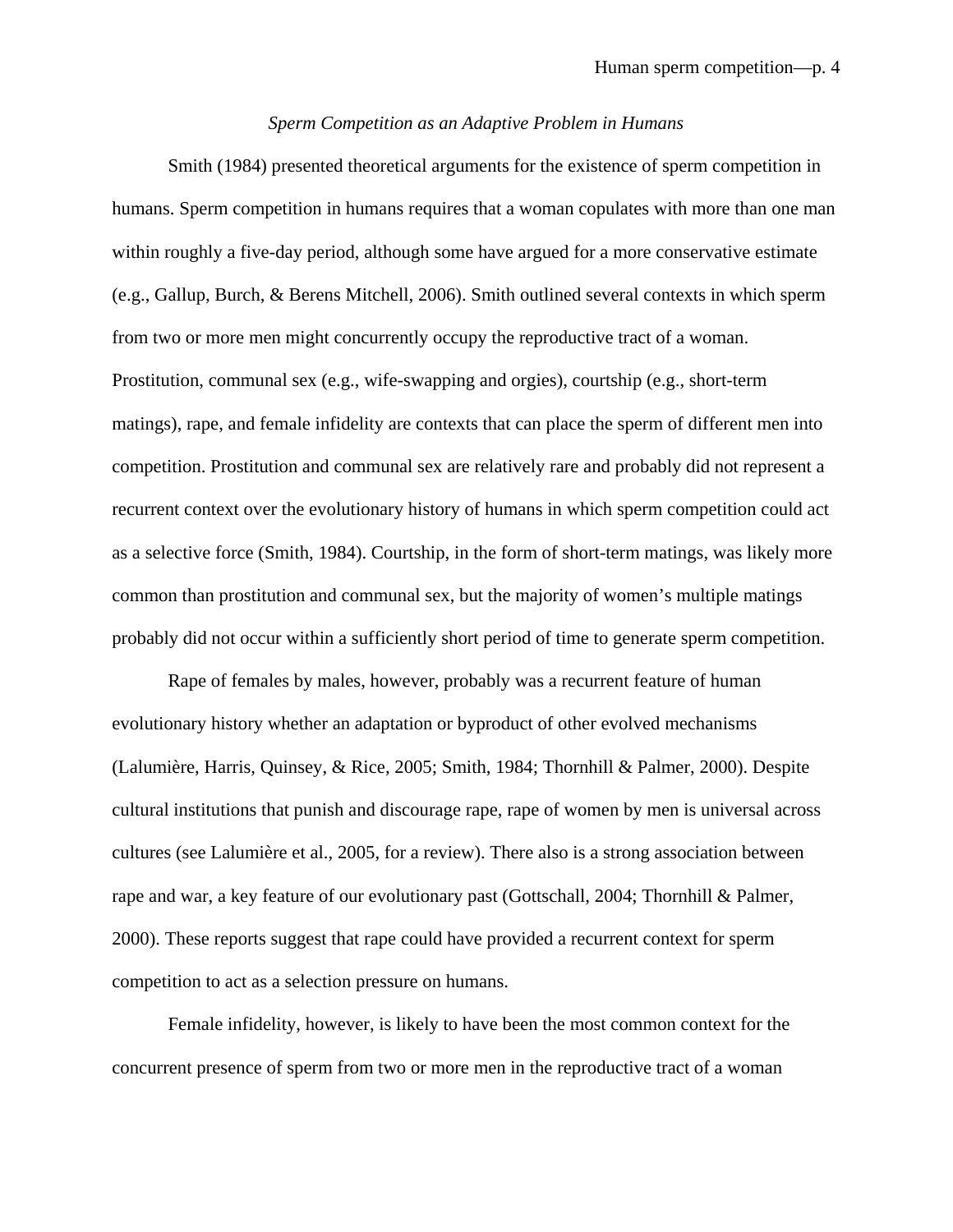*Sperm Competition as an Adaptive Problem in Humans*

Smith (1984) presented theoretical arguments for the existence of sperm competition in humans. Sperm competition in humans requires that a woman copulates with more than one man within roughly a five-day period, although some have argued for a more conservative estimate (e.g., Gallup, Burch, & Berens Mitchell, 2006). Smith outlined several contexts in which sperm from two or more men might concurrently occupy the reproductive tract of a woman. Prostitution, communal sex (e.g., wife-swapping and orgies), courtship (e.g., short-term matings), rape, and female infidelity are contexts that can place the sperm of different men into competition. Prostitution and communal sex are relatively rare and probably did not represent a recurrent context over the evolutionary history of humans in which sperm competition could act as a selective force (Smith, 1984). Courtship, in the form of short-term matings, was likely more common than prostitution and communal sex, but the majority of women's multiple matings probably did not occur within a sufficiently short period of time to generate sperm competition.

Rape of females by males, however, probably was a recurrent feature of human evolutionary history whether an adaptation or byproduct of other evolved mechanisms (Lalumière, Harris, Quinsey, & Rice, 2005; Smith, 1984; Thornhill & Palmer, 2000). Despite cultural institutions that punish and discourage rape, rape of women by men is universal across cultures (see Lalumière et al., 2005, for a review). There also is a strong association between rape and war, a key feature of our evolutionary past (Gottschall, 2004; Thornhill & Palmer, 2000). These reports suggest that rape could have provided a recurrent context for sperm competition to act as a selection pressure on humans.

Female infidelity, however, is likely to have been the most common context for the concurrent presence of sperm from two or more men in the reproductive tract of a woman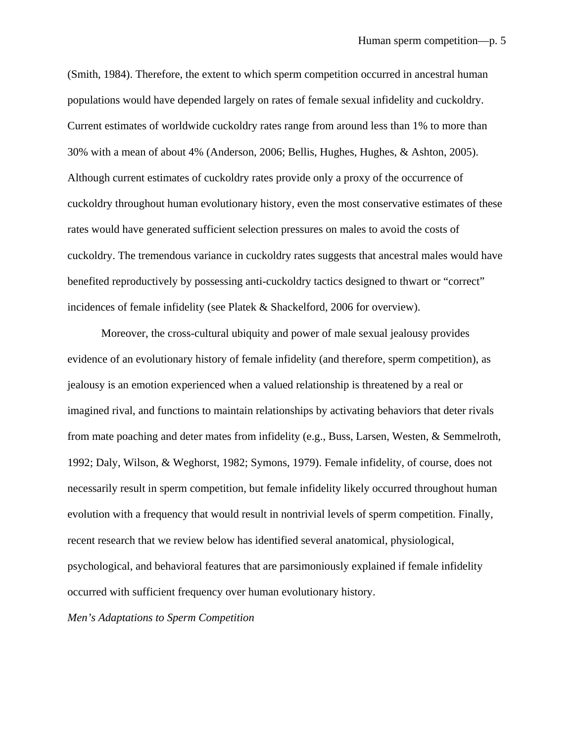(Smith, 1984). Therefore, the extent to which sperm competition occurred in ancestral human populations would have depended largely on rates of female sexual infidelity and cuckoldry. Current estimates of worldwide cuckoldry rates range from around less than 1% to more than 30% with a mean of about 4% (Anderson, 2006; Bellis, Hughes, Hughes, & Ashton, 2005). Although current estimates of cuckoldry rates provide only a proxy of the occurrence of cuckoldry throughout human evolutionary history, even the most conservative estimates of these rates would have generated sufficient selection pressures on males to avoid the costs of cuckoldry. The tremendous variance in cuckoldry rates suggests that ancestral males would have benefited reproductively by possessing anti-cuckoldry tactics designed to thwart or "correct" incidences of female infidelity (see Platek & Shackelford, 2006 for overview).

Moreover, the cross-cultural ubiquity and power of male sexual jealousy provides evidence of an evolutionary history of female infidelity (and therefore, sperm competition), as jealousy is an emotion experienced when a valued relationship is threatened by a real or imagined rival, and functions to maintain relationships by activating behaviors that deter rivals from mate poaching and deter mates from infidelity (e.g., Buss, Larsen, Westen, & Semmelroth, 1992; Daly, Wilson, & Weghorst, 1982; Symons, 1979). Female infidelity, of course, does not necessarily result in sperm competition, but female infidelity likely occurred throughout human evolution with a frequency that would result in nontrivial levels of sperm competition. Finally, recent research that we review below has identified several anatomical, physiological, psychological, and behavioral features that are parsimoniously explained if female infidelity occurred with sufficient frequency over human evolutionary history.

*Men's Adaptations to Sperm Competition*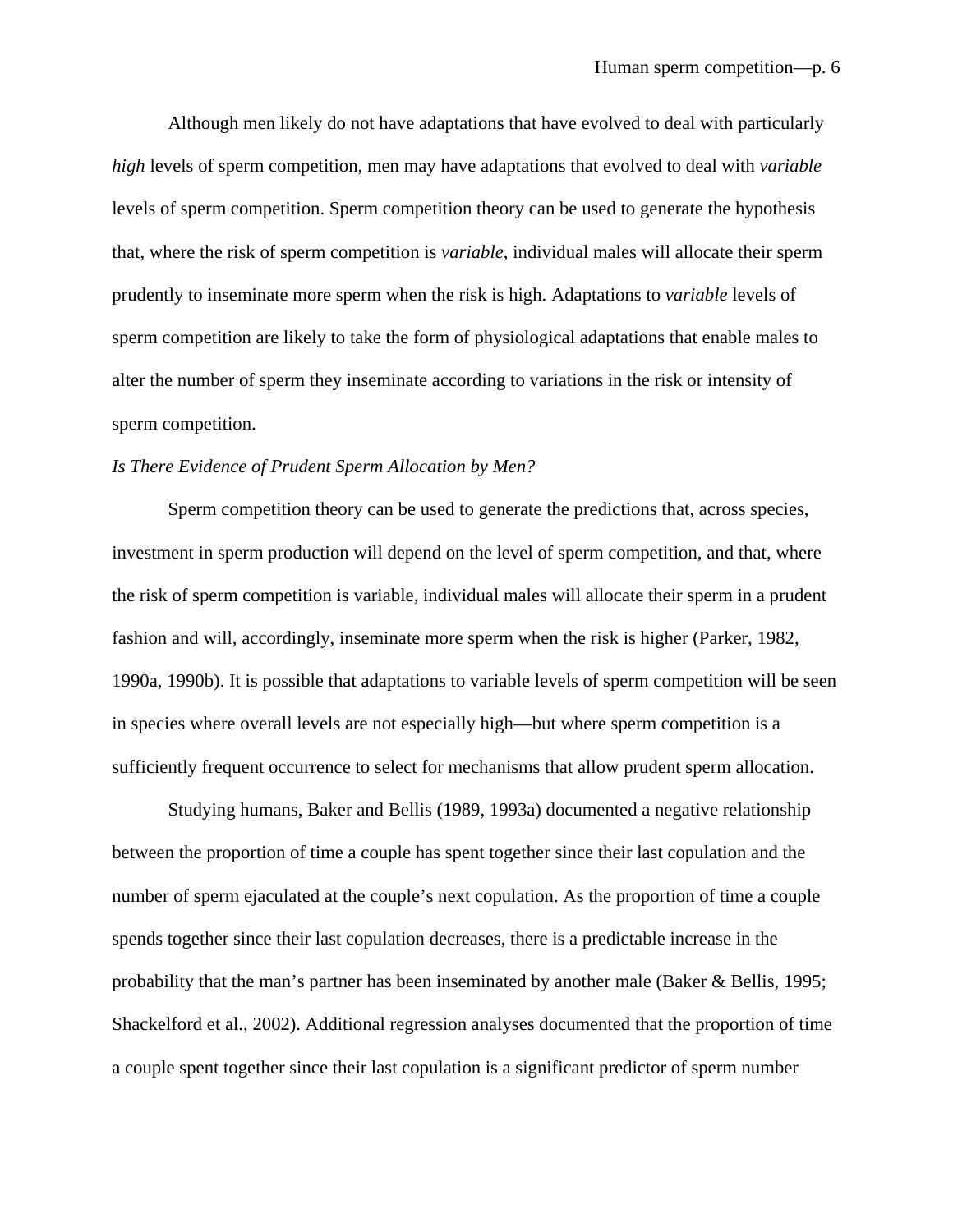Although men likely do not have adaptations that have evolved to deal with particularly *high* levels of sperm competition, men may have adaptations that evolved to deal with *variable* levels of sperm competition. Sperm competition theory can be used to generate the hypothesis that, where the risk of sperm competition is *variable*, individual males will allocate their sperm prudently to inseminate more sperm when the risk is high. Adaptations to *variable* levels of sperm competition are likely to take the form of physiological adaptations that enable males to alter the number of sperm they inseminate according to variations in the risk or intensity of sperm competition.

*Is There Evidence of Prudent Sperm Allocation by Men?*

Sperm competition theory can be used to generate the predictions that, across species, investment in sperm production will depend on the level of sperm competition, and that, where the risk of sperm competition is variable, individual males will allocate their sperm in a prudent fashion and will, accordingly, inseminate more sperm when the risk is higher (Parker, 1982, 1990a, 1990b). It is possible that adaptations to variable levels of sperm competition will be seen in species where overall levels are not especially high—but where sperm competition is a sufficiently frequent occurrence to select for mechanisms that allow prudent sperm allocation.

Studying humans, Baker and Bellis (1989, 1993a) documented a negative relationship between the proportion of time a couple has spent together since their last copulation and the number of sperm ejaculated at the couple's next copulation. As the proportion of time a couple spends together since their last copulation decreases, there is a predictable increase in the probability that the man's partner has been inseminated by another male (Baker & Bellis, 1995; Shackelford et al., 2002). Additional regression analyses documented that the proportion of time a couple spent together since their last copulation is a significant predictor of sperm number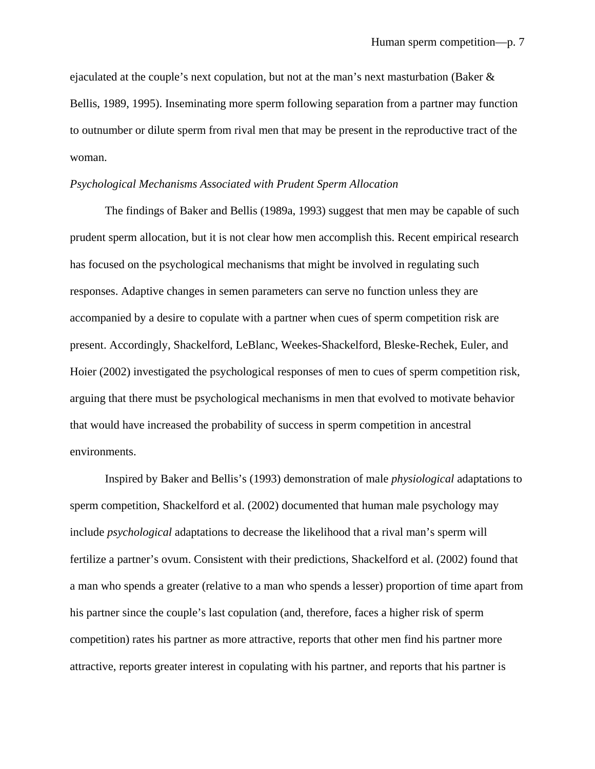ejaculated at the couple's next copulation, but not at the man's next masturbation (Baker & Bellis, 1989, 1995). Inseminating more sperm following separation from a partner may function to outnumber or dilute sperm from rival men that may be present in the reproductive tract of the woman.

*Psychological Mechanisms Associated with Prudent Sperm Allocation*

The findings of Baker and Bellis (1989a, 1993) suggest that men may be capable of such prudent sperm allocation, but it is not clear how men accomplish this. Recent empirical research has focused on the psychological mechanisms that might be involved in regulating such responses. Adaptive changes in semen parameters can serve no function unless they are accompanied by a desire to copulate with a partner when cues of sperm competition risk are present. Accordingly, Shackelford, LeBlanc, Weekes-Shackelford, Bleske-Rechek, Euler, and Hoier (2002) investigated the psychological responses of men to cues of sperm competition risk, arguing that there must be psychological mechanisms in men that evolved to motivate behavior that would have increased the probability of success in sperm competition in ancestral environments.

Inspired by Baker and Bellis's (1993) demonstration of male *physiological* adaptations to sperm competition, Shackelford et al. (2002) documented that human male psychology may include *psychological* adaptations to decrease the likelihood that a rival man's sperm will fertilize a partner's ovum. Consistent with their predictions, Shackelford et al. (2002) found that a man who spends a greater (relative to a man who spends a lesser) proportion of time apart from his partner since the couple's last copulation (and, therefore, faces a higher risk of sperm competition) rates his partner as more attractive, reports that other men find his partner more attractive, reports greater interest in copulating with his partner, and reports that his partner is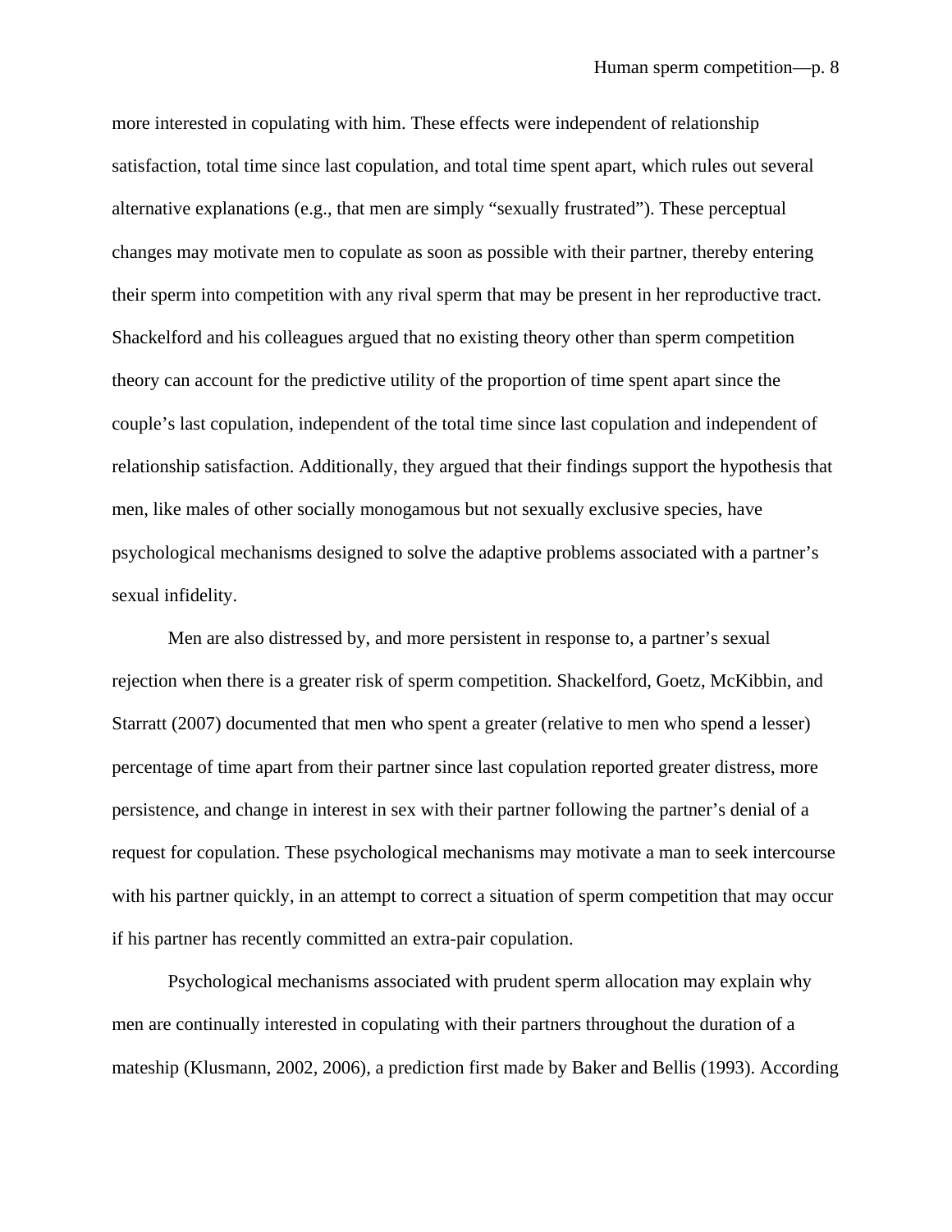more interested in copulating with him. These effects were independent of relationship satisfaction, total time since last copulation, and total time spent apart, which rules out several alternative explanations (e.g., that men are simply "sexually frustrated"). These perceptual changes may motivate men to copulate as soon as possible with their partner, thereby entering their sperm into competition with any rival sperm that may be present in her reproductive tract. Shackelford and his colleagues argued that no existing theory other than sperm competition theory can account for the predictive utility of the proportion of time spent apart since the couple's last copulation, independent of the total time since last copulation and independent of relationship satisfaction. Additionally, they argued that their findings support the hypothesis that men, like males of other socially monogamous but not sexually exclusive species, have psychological mechanisms designed to solve the adaptive problems associated with a partner's sexual infidelity.

Men are also distressed by, and more persistent in response to, a partner's sexual rejection when there is a greater risk of sperm competition. Shackelford, Goetz, McKibbin, and Starratt (2007) documented that men who spent a greater (relative to men who spend a lesser) percentage of time apart from their partner since last copulation reported greater distress, more persistence, and change in interest in sex with their partner following the partner's denial of a request for copulation. These psychological mechanisms may motivate a man to seek intercourse with his partner quickly, in an attempt to correct a situation of sperm competition that may occur if his partner has recently committed an extra-pair copulation.

Psychological mechanisms associated with prudent sperm allocation may explain why men are continually interested in copulating with their partners throughout the duration of a mateship (Klusmann, 2002, 2006), a prediction first made by Baker and Bellis (1993). According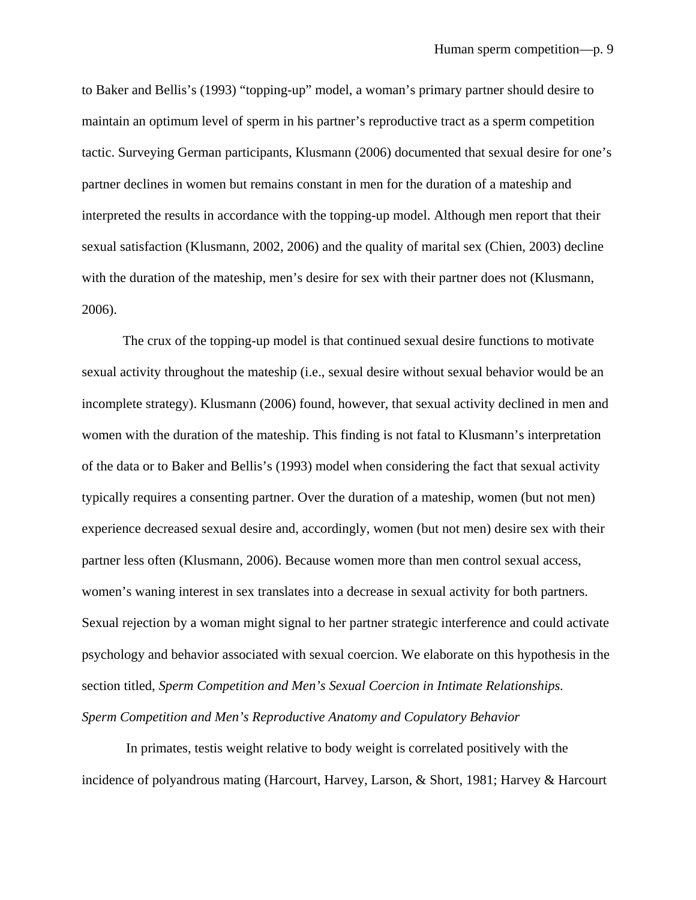to Baker and Bellis's (1993) "topping-up" model, a woman's primary partner should desire to maintain an optimum level of sperm in his partner's reproductive tract as a sperm competition tactic. Surveying German participants, Klusmann (2006) documented that sexual desire for one's partner declines in women but remains constant in men for the duration of a mateship and interpreted the results in accordance with the topping-up model. Although men report that their sexual satisfaction (Klusmann, 2002, 2006) and the quality of marital sex (Chien, 2003) decline with the duration of the mateship, men's desire for sex with their partner does not (Klusmann, 2006).

The crux of the topping-up model is that continued sexual desire functions to motivate sexual activity throughout the mateship (i.e., sexual desire without sexual behavior would be an incomplete strategy). Klusmann (2006) found, however, that sexual activity declined in men and women with the duration of the mateship. This finding is not fatal to Klusmann's interpretation of the data or to Baker and Bellis's (1993) model when considering the fact that sexual activity typically requires a consenting partner. Over the duration of a mateship, women (but not men) experience decreased sexual desire and, accordingly, women (but not men) desire sex with their partner less often (Klusmann, 2006). Because women more than men control sexual access, women's waning interest in sex translates into a decrease in sexual activity for both partners. Sexual rejection by a woman might signal to her partner strategic interference and could activate psychology and behavior associated with sexual coercion. We elaborate on this hypothesis in the section titled, *Sperm Competition and Men's Sexual Coercion in Intimate Relationships.*

### *Sperm Competition and Men's Reproductive Anatomy and Copulatory Behavior*

In primates, testis weight relative to body weight is correlated positively with the incidence of polyandrous mating (Harcourt, Harvey, Larson, & Short, 1981; Harvey & Harcourt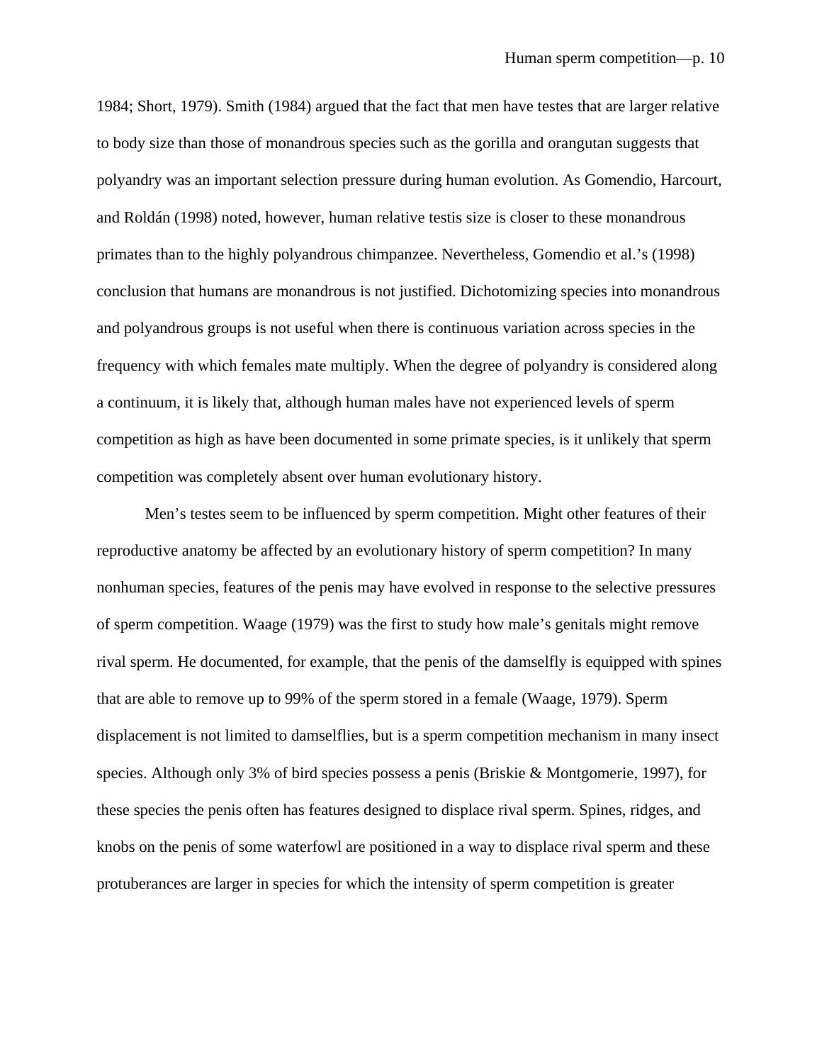1984; Short, 1979). Smith (1984) argued that the fact that men have testes that are larger relative to body size than those of monandrous species such as the gorilla and orangutan suggests that polyandry was an important selection pressure during human evolution. As Gomendio, Harcourt, and Roldán (1998) noted, however, human relative testis size is closer to these monandrous primates than to the highly polyandrous chimpanzee. Nevertheless, Gomendio et al.'s (1998) conclusion that humans are monandrous is not justified. Dichotomizing species into monandrous and polyandrous groups is not useful when there is continuous variation across species in the frequency with which females mate multiply. When the degree of polyandry is considered along a continuum, it is likely that, although human males have not experienced levels of sperm competition as high as have been documented in some primate species, is it unlikely that sperm competition was completely absent over human evolutionary history.

Men's testes seem to be influenced by sperm competition. Might other features of their reproductive anatomy be affected by an evolutionary history of sperm competition? In many nonhuman species, features of the penis may have evolved in response to the selective pressures of sperm competition. Waage (1979) was the first to study how male's genitals might remove rival sperm. He documented, for example, that the penis of the damselfly is equipped with spines that are able to remove up to 99% of the sperm stored in a female (Waage, 1979). Sperm displacement is not limited to damselflies, but is a sperm competition mechanism in many insect species. Although only 3% of bird species possess a penis (Briskie & Montgomerie, 1997), for these species the penis often has features designed to displace rival sperm. Spines, ridges, and knobs on the penis of some waterfowl are positioned in a way to displace rival sperm and these protuberances are larger in species for which the intensity of sperm competition is greater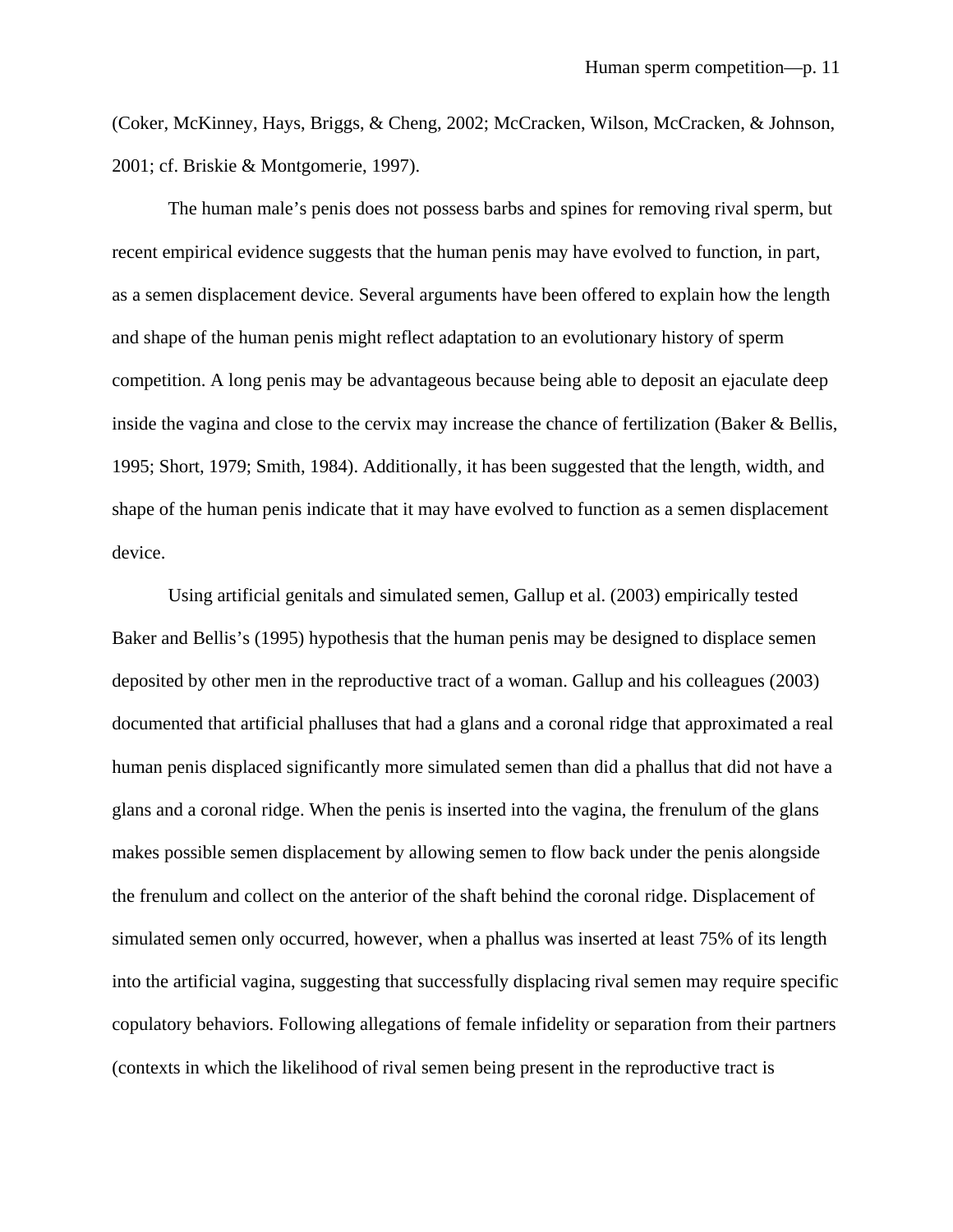(Coker, McKinney, Hays, Briggs, & Cheng, 2002; McCracken, Wilson, McCracken, & Johnson, 2001; cf. Briskie & Montgomerie, 1997).

The human male's penis does not possess barbs and spines for removing rival sperm, but recent empirical evidence suggests that the human penis may have evolved to function, in part, as a semen displacement device. Several arguments have been offered to explain how the length and shape of the human penis might reflect adaptation to an evolutionary history of sperm competition. A long penis may be advantageous because being able to deposit an ejaculate deep inside the vagina and close to the cervix may increase the chance of fertilization (Baker & Bellis, 1995; Short, 1979; Smith, 1984). Additionally, it has been suggested that the length, width, and shape of the human penis indicate that it may have evolved to function as a semen displacement device.

Using artificial genitals and simulated semen, Gallup et al. (2003) empirically tested Baker and Bellis's (1995) hypothesis that the human penis may be designed to displace semen deposited by other men in the reproductive tract of a woman. Gallup and his colleagues (2003) documented that artificial phalluses that had a glans and a coronal ridge that approximated a real human penis displaced significantly more simulated semen than did a phallus that did not have a glans and a coronal ridge. When the penis is inserted into the vagina, the frenulum of the glans makes possible semen displacement by allowing semen to flow back under the penis alongside the frenulum and collect on the anterior of the shaft behind the coronal ridge. Displacement of simulated semen only occurred, however, when a phallus was inserted at least 75% of its length into the artificial vagina, suggesting that successfully displacing rival semen may require specific copulatory behaviors. Following allegations of female infidelity or separation from their partners (contexts in which the likelihood of rival semen being present in the reproductive tract is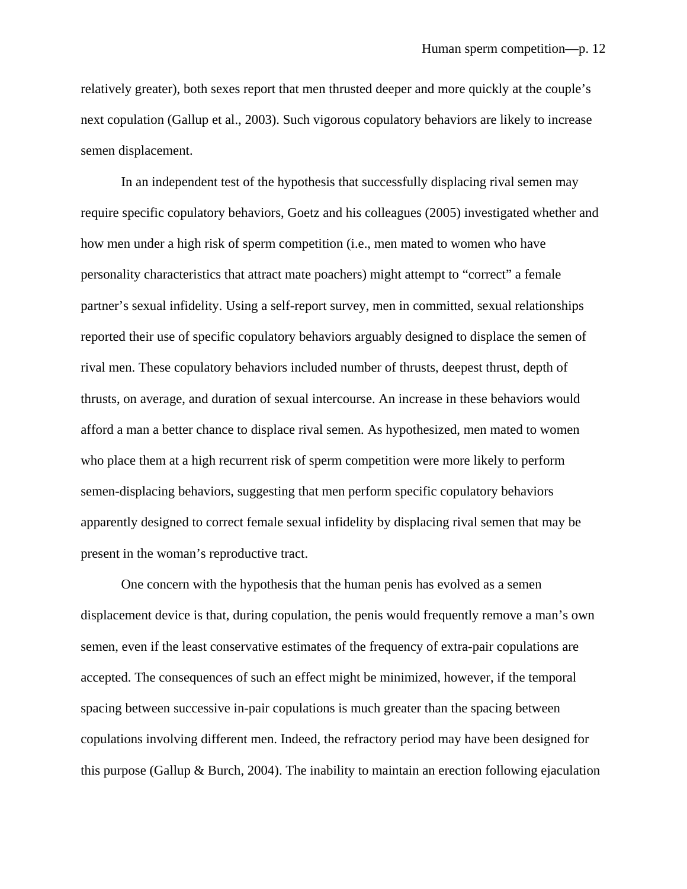relatively greater), both sexes report that men thrusted deeper and more quickly at the couple's next copulation (Gallup et al., 2003). Such vigorous copulatory behaviors are likely to increase semen displacement.

In an independent test of the hypothesis that successfully displacing rival semen may require specific copulatory behaviors, Goetz and his colleagues (2005) investigated whether and how men under a high risk of sperm competition (i.e., men mated to women who have personality characteristics that attract mate poachers) might attempt to "correct" a female partner's sexual infidelity. Using a self-report survey, men in committed, sexual relationships reported their use of specific copulatory behaviors arguably designed to displace the semen of rival men. These copulatory behaviors included number of thrusts, deepest thrust, depth of thrusts, on average, and duration of sexual intercourse. An increase in these behaviors would afford a man a better chance to displace rival semen. As hypothesized, men mated to women who place them at a high recurrent risk of sperm competition were more likely to perform semen-displacing behaviors, suggesting that men perform specific copulatory behaviors apparently designed to correct female sexual infidelity by displacing rival semen that may be present in the woman's reproductive tract.

One concern with the hypothesis that the human penis has evolved as a semen displacement device is that, during copulation, the penis would frequently remove a man's own semen, even if the least conservative estimates of the frequency of extra-pair copulations are accepted. The consequences of such an effect might be minimized, however, if the temporal spacing between successive in-pair copulations is much greater than the spacing between copulations involving different men. Indeed, the refractory period may have been designed for this purpose (Gallup & Burch, 2004). The inability to maintain an erection following ejaculation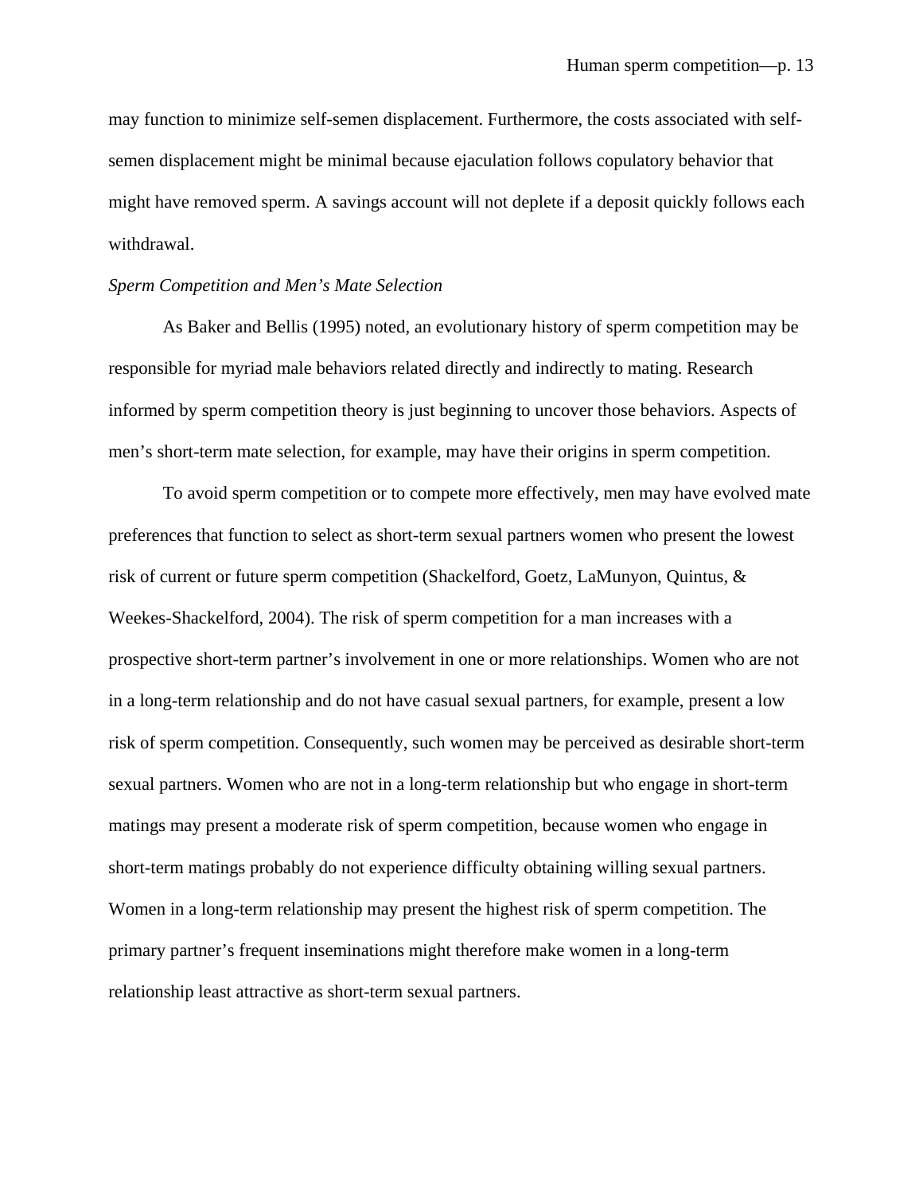may function to minimize self-semen displacement. Furthermore, the costs associated with self-semen displacement might be minimal because ejaculation follows copulatory behavior that might have removed sperm. A savings account will not deplete if a deposit quickly follows each withdrawal.

*Sperm Competition and Men's Mate Selection*

As Baker and Bellis (1995) noted, an evolutionary history of sperm competition may be responsible for myriad male behaviors related directly and indirectly to mating. Research informed by sperm competition theory is just beginning to uncover those behaviors. Aspects of men's short-term mate selection, for example, may have their origins in sperm competition.

To avoid sperm competition or to compete more effectively, men may have evolved mate preferences that function to select as short-term sexual partners women who present the lowest risk of current or future sperm competition (Shackelford, Goetz, LaMunyon, Quintus, & Weekes-Shackelford, 2004). The risk of sperm competition for a man increases with a prospective short-term partner's involvement in one or more relationships. Women who are not in a long-term relationship and do not have casual sexual partners, for example, present a low risk of sperm competition. Consequently, such women may be perceived as desirable short-term sexual partners. Women who are not in a long-term relationship but who engage in short-term matings may present a moderate risk of sperm competition, because women who engage in short-term matings probably do not experience difficulty obtaining willing sexual partners. Women in a long-term relationship may present the highest risk of sperm competition. The primary partner's frequent inseminations might therefore make women in a long-term relationship least attractive as short-term sexual partners.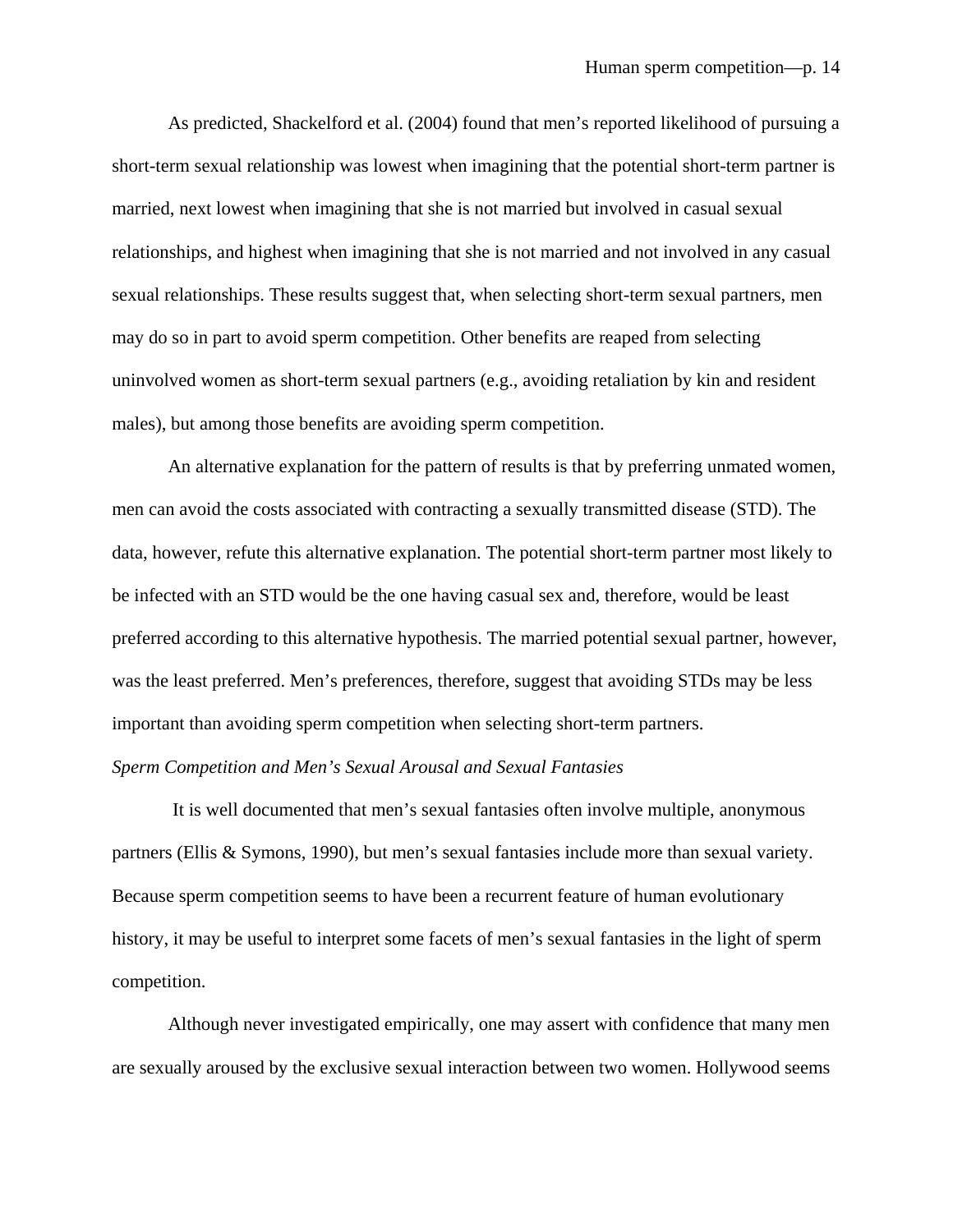As predicted, Shackelford et al. (2004) found that men's reported likelihood of pursuing a short-term sexual relationship was lowest when imagining that the potential short-term partner is married, next lowest when imagining that she is not married but involved in casual sexual relationships, and highest when imagining that she is not married and not involved in any casual sexual relationships. These results suggest that, when selecting short-term sexual partners, men may do so in part to avoid sperm competition. Other benefits are reaped from selecting uninvolved women as short-term sexual partners (e.g., avoiding retaliation by kin and resident males), but among those benefits are avoiding sperm competition.

An alternative explanation for the pattern of results is that by preferring unmated women, men can avoid the costs associated with contracting a sexually transmitted disease (STD). The data, however, refute this alternative explanation. The potential short-term partner most likely to be infected with an STD would be the one having casual sex and, therefore, would be least preferred according to this alternative hypothesis. The married potential sexual partner, however, was the least preferred. Men's preferences, therefore, suggest that avoiding STDs may be less important than avoiding sperm competition when selecting short-term partners.

*Sperm Competition and Men's Sexual Arousal and Sexual Fantasies*

It is well documented that men's sexual fantasies often involve multiple, anonymous partners (Ellis & Symons, 1990), but men's sexual fantasies include more than sexual variety. Because sperm competition seems to have been a recurrent feature of human evolutionary history, it may be useful to interpret some facets of men's sexual fantasies in the light of sperm competition.

Although never investigated empirically, one may assert with confidence that many men are sexually aroused by the exclusive sexual interaction between two women. Hollywood seems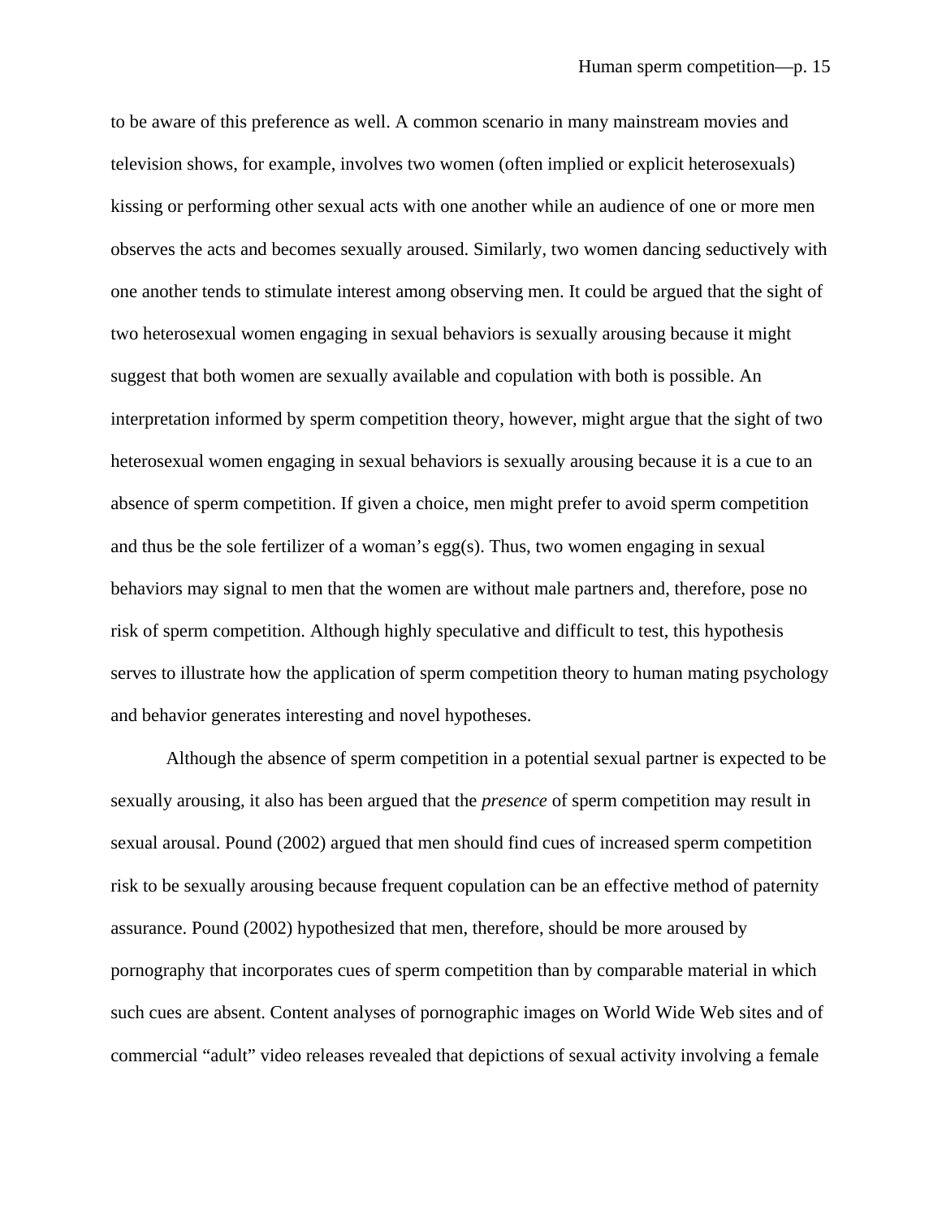to be aware of this preference as well. A common scenario in many mainstream movies and television shows, for example, involves two women (often implied or explicit heterosexuals) kissing or performing other sexual acts with one another while an audience of one or more men observes the acts and becomes sexually aroused. Similarly, two women dancing seductively with one another tends to stimulate interest among observing men. It could be argued that the sight of two heterosexual women engaging in sexual behaviors is sexually arousing because it might suggest that both women are sexually available and copulation with both is possible. An interpretation informed by sperm competition theory, however, might argue that the sight of two heterosexual women engaging in sexual behaviors is sexually arousing because it is a cue to an absence of sperm competition. If given a choice, men might prefer to avoid sperm competition and thus be the sole fertilizer of a woman's egg(s). Thus, two women engaging in sexual behaviors may signal to men that the women are without male partners and, therefore, pose no risk of sperm competition. Although highly speculative and difficult to test, this hypothesis serves to illustrate how the application of sperm competition theory to human mating psychology and behavior generates interesting and novel hypotheses.

Although the absence of sperm competition in a potential sexual partner is expected to be sexually arousing, it also has been argued that the *presence* of sperm competition may result in sexual arousal. Pound (2002) argued that men should find cues of increased sperm competition risk to be sexually arousing because frequent copulation can be an effective method of paternity assurance. Pound (2002) hypothesized that men, therefore, should be more aroused by pornography that incorporates cues of sperm competition than by comparable material in which such cues are absent. Content analyses of pornographic images on World Wide Web sites and of commercial "adult" video releases revealed that depictions of sexual activity involving a female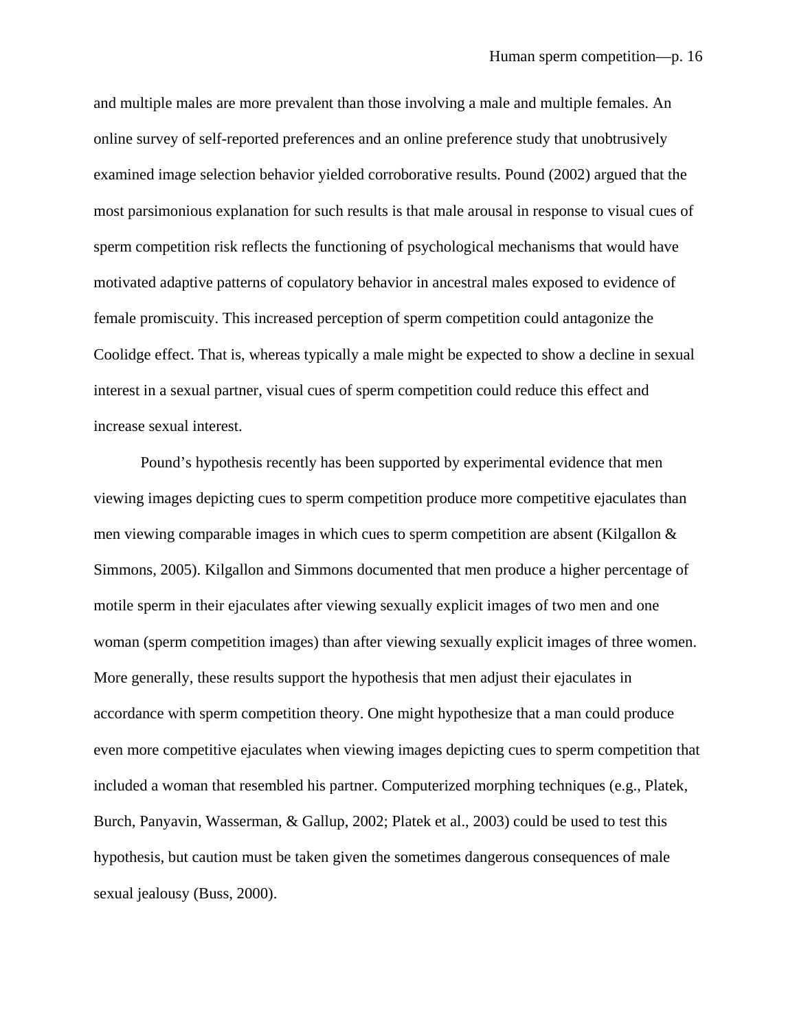and multiple males are more prevalent than those involving a male and multiple females. An online survey of self-reported preferences and an online preference study that unobtrusively examined image selection behavior yielded corroborative results. Pound (2002) argued that the most parsimonious explanation for such results is that male arousal in response to visual cues of sperm competition risk reflects the functioning of psychological mechanisms that would have motivated adaptive patterns of copulatory behavior in ancestral males exposed to evidence of female promiscuity. This increased perception of sperm competition could antagonize the Coolidge effect. That is, whereas typically a male might be expected to show a decline in sexual interest in a sexual partner, visual cues of sperm competition could reduce this effect and increase sexual interest.

Pound's hypothesis recently has been supported by experimental evidence that men viewing images depicting cues to sperm competition produce more competitive ejaculates than men viewing comparable images in which cues to sperm competition are absent (Kilgallon & Simmons, 2005). Kilgallon and Simmons documented that men produce a higher percentage of motile sperm in their ejaculates after viewing sexually explicit images of two men and one woman (sperm competition images) than after viewing sexually explicit images of three women. More generally, these results support the hypothesis that men adjust their ejaculates in accordance with sperm competition theory. One might hypothesize that a man could produce even more competitive ejaculates when viewing images depicting cues to sperm competition that included a woman that resembled his partner. Computerized morphing techniques (e.g., Platek, Burch, Panyavin, Wasserman, & Gallup, 2002; Platek et al., 2003) could be used to test this hypothesis, but caution must be taken given the sometimes dangerous consequences of male sexual jealousy (Buss, 2000).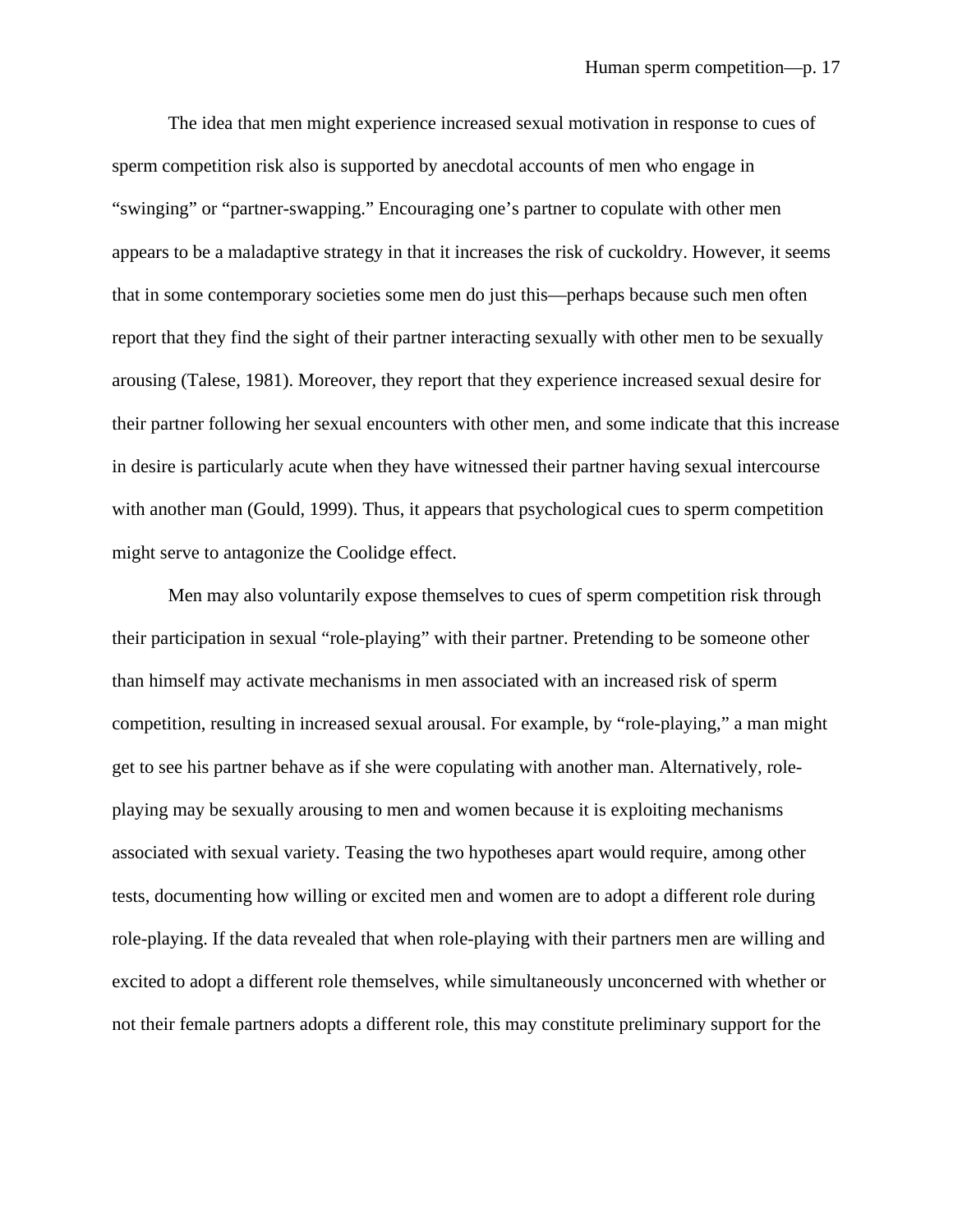The idea that men might experience increased sexual motivation in response to cues of sperm competition risk also is supported by anecdotal accounts of men who engage in "swinging" or "partner-swapping." Encouraging one's partner to copulate with other men appears to be a maladaptive strategy in that it increases the risk of cuckoldry. However, it seems that in some contemporary societies some men do just this—perhaps because such men often report that they find the sight of their partner interacting sexually with other men to be sexually arousing (Talese, 1981). Moreover, they report that they experience increased sexual desire for their partner following her sexual encounters with other men, and some indicate that this increase in desire is particularly acute when they have witnessed their partner having sexual intercourse with another man (Gould, 1999). Thus, it appears that psychological cues to sperm competition might serve to antagonize the Coolidge effect.

Men may also voluntarily expose themselves to cues of sperm competition risk through their participation in sexual "role-playing" with their partner. Pretending to be someone other than himself may activate mechanisms in men associated with an increased risk of sperm competition, resulting in increased sexual arousal. For example, by "role-playing," a man might get to see his partner behave as if she were copulating with another man. Alternatively, role-playing may be sexually arousing to men and women because it is exploiting mechanisms associated with sexual variety. Teasing the two hypotheses apart would require, among other tests, documenting how willing or excited men and women are to adopt a different role during role-playing. If the data revealed that when role-playing with their partners men are willing and excited to adopt a different role themselves, while simultaneously unconcerned with whether or not their female partners adopts a different role, this may constitute preliminary support for the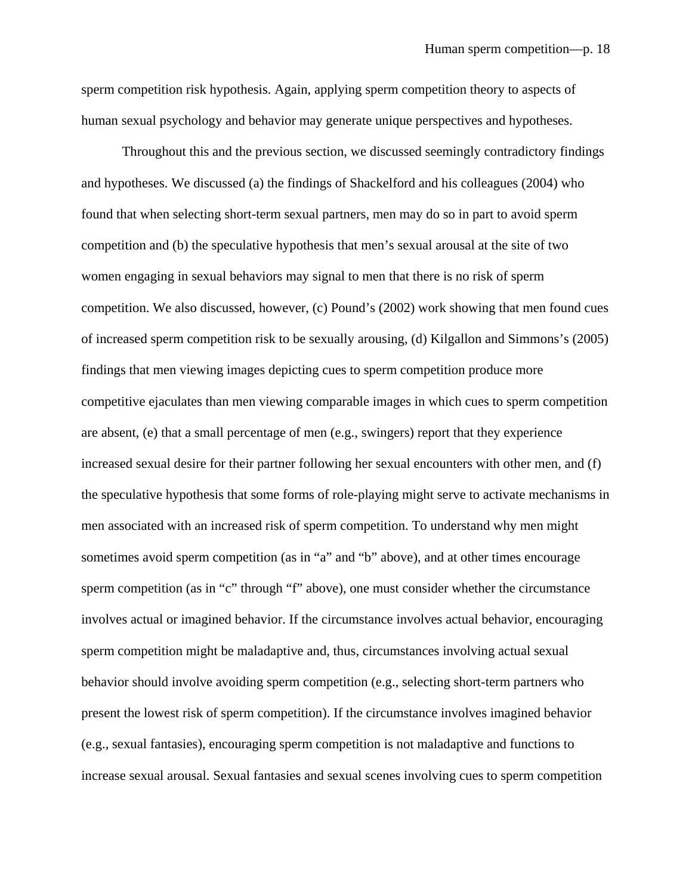sperm competition risk hypothesis. Again, applying sperm competition theory to aspects of human sexual psychology and behavior may generate unique perspectives and hypotheses.

Throughout this and the previous section, we discussed seemingly contradictory findings and hypotheses. We discussed (a) the findings of Shackelford and his colleagues (2004) who found that when selecting short-term sexual partners, men may do so in part to avoid sperm competition and (b) the speculative hypothesis that men's sexual arousal at the site of two women engaging in sexual behaviors may signal to men that there is no risk of sperm competition. We also discussed, however, (c) Pound's (2002) work showing that men found cues of increased sperm competition risk to be sexually arousing, (d) Kilgallon and Simmons's (2005) findings that men viewing images depicting cues to sperm competition produce more competitive ejaculates than men viewing comparable images in which cues to sperm competition are absent, (e) that a small percentage of men (e.g., swingers) report that they experience increased sexual desire for their partner following her sexual encounters with other men, and (f) the speculative hypothesis that some forms of role-playing might serve to activate mechanisms in men associated with an increased risk of sperm competition. To understand why men might sometimes avoid sperm competition (as in "a" and "b" above), and at other times encourage sperm competition (as in "c" through "f" above), one must consider whether the circumstance involves actual or imagined behavior. If the circumstance involves actual behavior, encouraging sperm competition might be maladaptive and, thus, circumstances involving actual sexual behavior should involve avoiding sperm competition (e.g., selecting short-term partners who present the lowest risk of sperm competition). If the circumstance involves imagined behavior (e.g., sexual fantasies), encouraging sperm competition is not maladaptive and functions to increase sexual arousal. Sexual fantasies and sexual scenes involving cues to sperm competition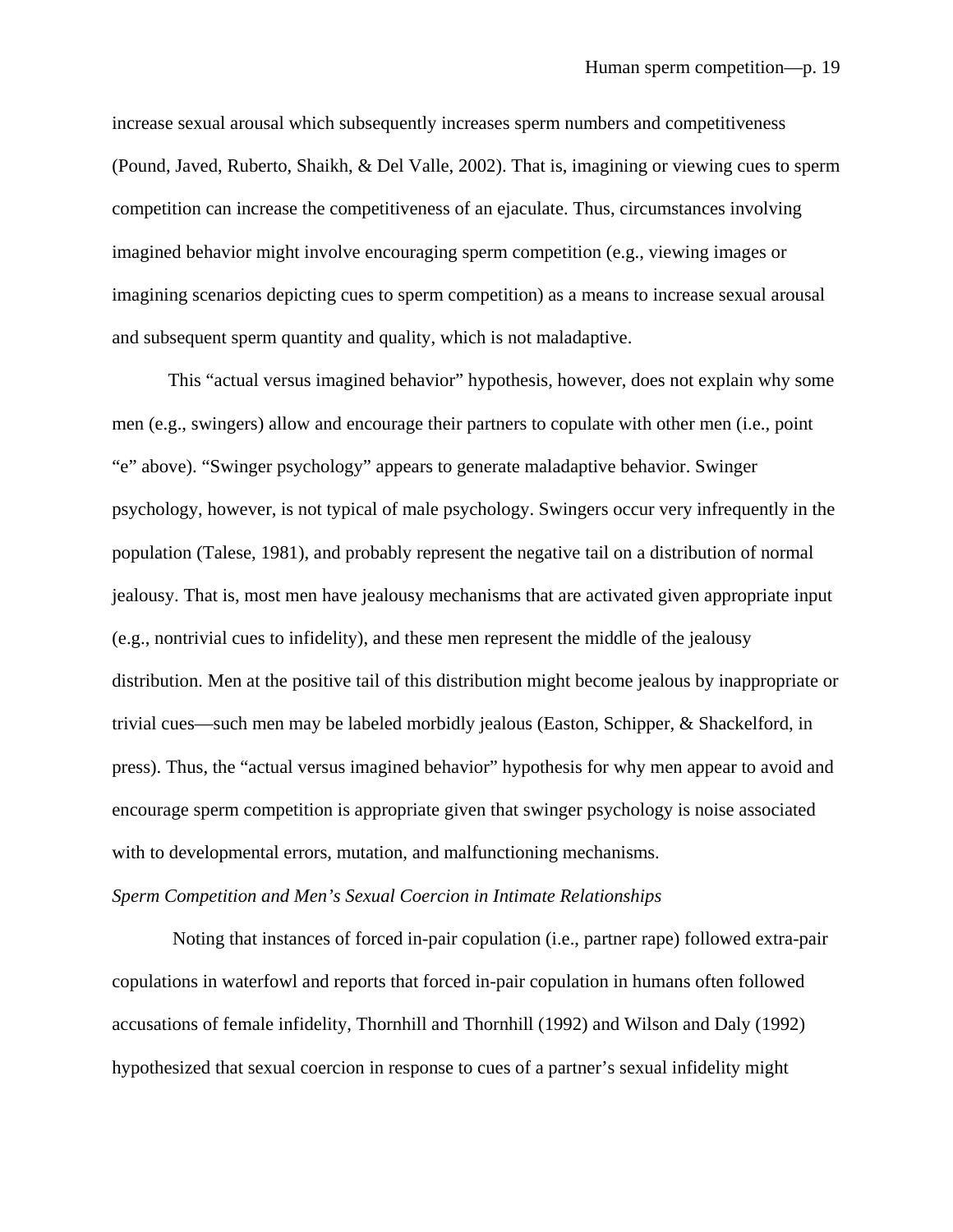increase sexual arousal which subsequently increases sperm numbers and competitiveness (Pound, Javed, Ruberto, Shaikh, & Del Valle, 2002). That is, imagining or viewing cues to sperm competition can increase the competitiveness of an ejaculate. Thus, circumstances involving imagined behavior might involve encouraging sperm competition (e.g., viewing images or imagining scenarios depicting cues to sperm competition) as a means to increase sexual arousal and subsequent sperm quantity and quality, which is not maladaptive.

This "actual versus imagined behavior" hypothesis, however, does not explain why some men (e.g., swingers) allow and encourage their partners to copulate with other men (i.e., point "e" above). "Swinger psychology" appears to generate maladaptive behavior. Swinger psychology, however, is not typical of male psychology. Swingers occur very infrequently in the population (Talese, 1981), and probably represent the negative tail on a distribution of normal jealousy. That is, most men have jealousy mechanisms that are activated given appropriate input (e.g., nontrivial cues to infidelity), and these men represent the middle of the jealousy distribution. Men at the positive tail of this distribution might become jealous by inappropriate or trivial cues—such men may be labeled morbidly jealous (Easton, Schipper, & Shackelford, in press). Thus, the "actual versus imagined behavior" hypothesis for why men appear to avoid and encourage sperm competition is appropriate given that swinger psychology is noise associated with to developmental errors, mutation, and malfunctioning mechanisms.

*Sperm Competition and Men's Sexual Coercion in Intimate Relationships*

Noting that instances of forced in-pair copulation (i.e., partner rape) followed extra-pair copulations in waterfowl and reports that forced in-pair copulation in humans often followed accusations of female infidelity, Thornhill and Thornhill (1992) and Wilson and Daly (1992) hypothesized that sexual coercion in response to cues of a partner's sexual infidelity might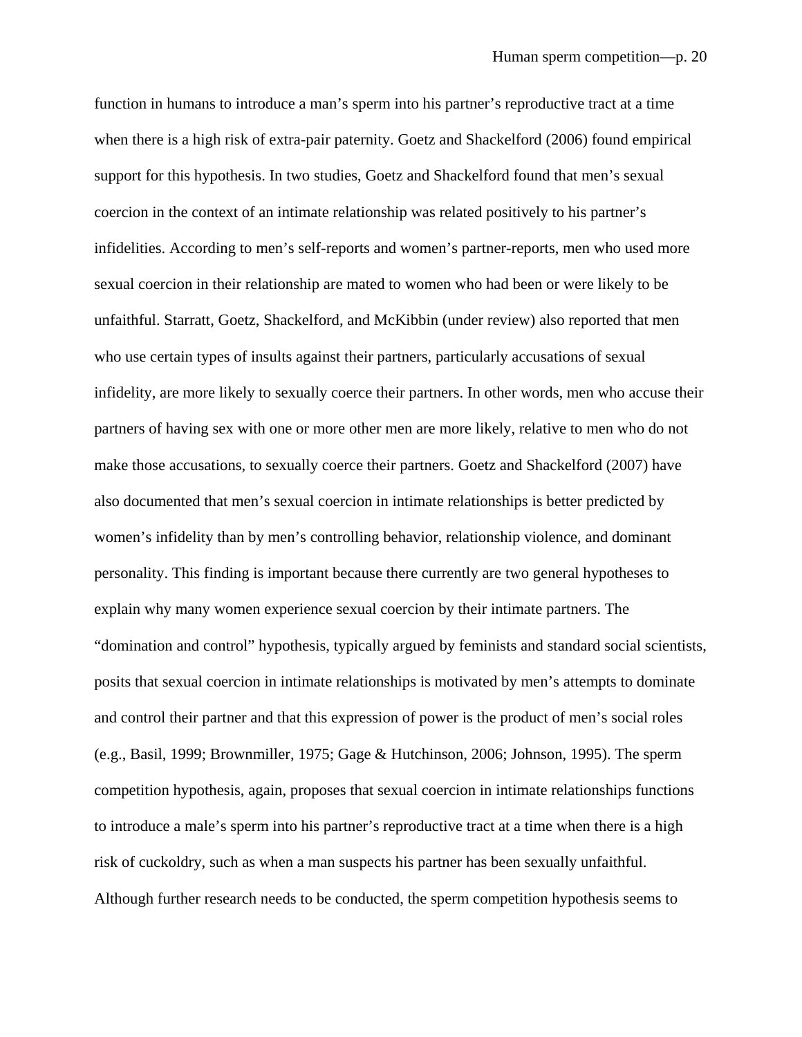function in humans to introduce a man's sperm into his partner's reproductive tract at a time when there is a high risk of extra-pair paternity. Goetz and Shackelford (2006) found empirical support for this hypothesis. In two studies, Goetz and Shackelford found that men's sexual coercion in the context of an intimate relationship was related positively to his partner's infidelities. According to men's self-reports and women's partner-reports, men who used more sexual coercion in their relationship are mated to women who had been or were likely to be unfaithful. Starratt, Goetz, Shackelford, and McKibbin (under review) also reported that men who use certain types of insults against their partners, particularly accusations of sexual infidelity, are more likely to sexually coerce their partners. In other words, men who accuse their partners of having sex with one or more other men are more likely, relative to men who do not make those accusations, to sexually coerce their partners. Goetz and Shackelford (2007) have also documented that men's sexual coercion in intimate relationships is better predicted by women's infidelity than by men's controlling behavior, relationship violence, and dominant personality. This finding is important because there currently are two general hypotheses to explain why many women experience sexual coercion by their intimate partners. The "domination and control" hypothesis, typically argued by feminists and standard social scientists, posits that sexual coercion in intimate relationships is motivated by men's attempts to dominate and control their partner and that this expression of power is the product of men's social roles (e.g., Basil, 1999; Brownmiller, 1975; Gage & Hutchinson, 2006; Johnson, 1995). The sperm competition hypothesis, again, proposes that sexual coercion in intimate relationships functions to introduce a male's sperm into his partner's reproductive tract at a time when there is a high risk of cuckoldry, such as when a man suspects his partner has been sexually unfaithful. Although further research needs to be conducted, the sperm competition hypothesis seems to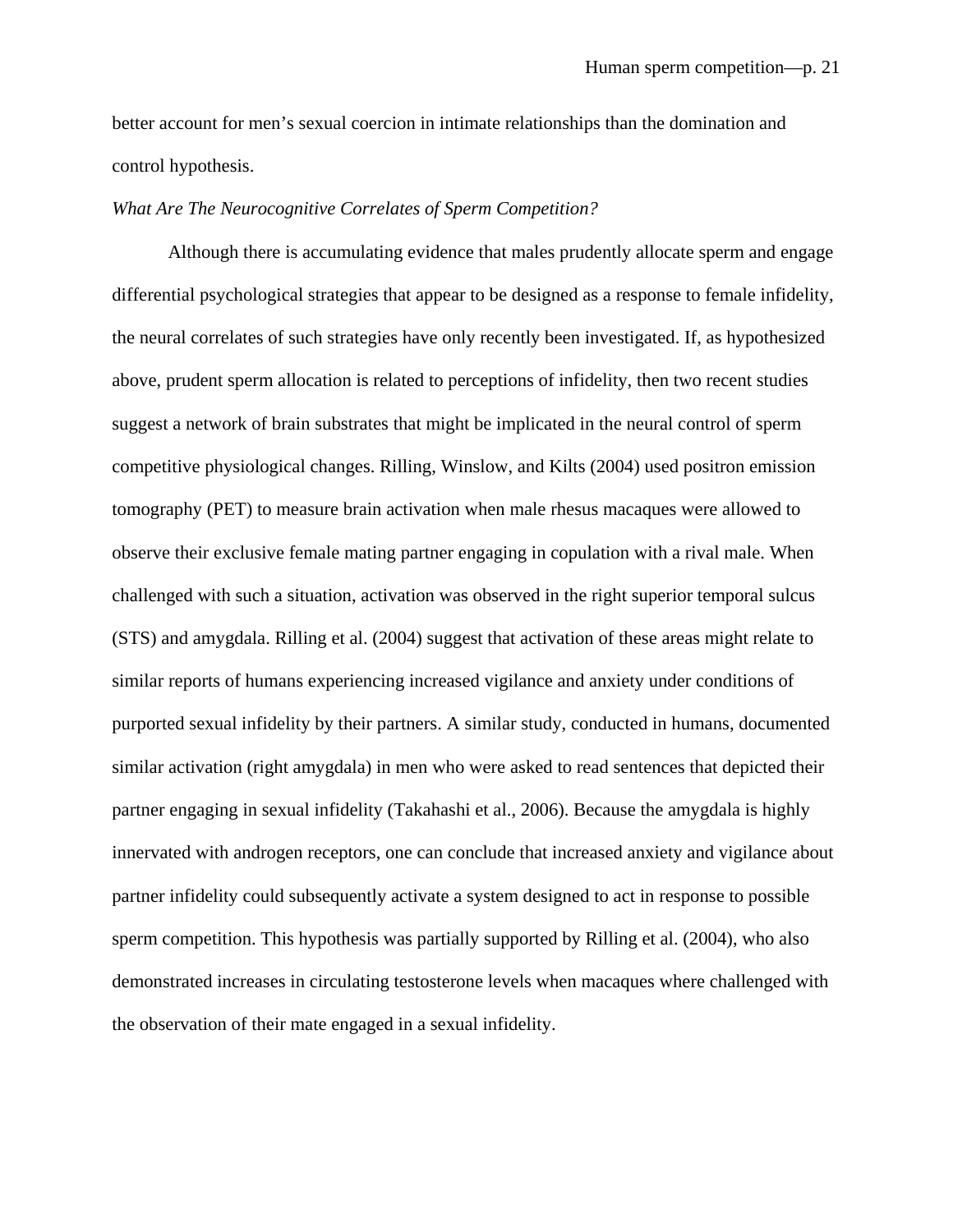better account for men's sexual coercion in intimate relationships than the domination and control hypothesis.

*What Are The Neurocognitive Correlates of Sperm Competition?*

Although there is accumulating evidence that males prudently allocate sperm and engage differential psychological strategies that appear to be designed as a response to female infidelity, the neural correlates of such strategies have only recently been investigated. If, as hypothesized above, prudent sperm allocation is related to perceptions of infidelity, then two recent studies suggest a network of brain substrates that might be implicated in the neural control of sperm competitive physiological changes. Rilling, Winslow, and Kilts (2004) used positron emission tomography (PET) to measure brain activation when male rhesus macaques were allowed to observe their exclusive female mating partner engaging in copulation with a rival male. When challenged with such a situation, activation was observed in the right superior temporal sulcus (STS) and amygdala. Rilling et al. (2004) suggest that activation of these areas might relate to similar reports of humans experiencing increased vigilance and anxiety under conditions of purported sexual infidelity by their partners. A similar study, conducted in humans, documented similar activation (right amygdala) in men who were asked to read sentences that depicted their partner engaging in sexual infidelity (Takahashi et al., 2006). Because the amygdala is highly innervated with androgen receptors, one can conclude that increased anxiety and vigilance about partner infidelity could subsequently activate a system designed to act in response to possible sperm competition. This hypothesis was partially supported by Rilling et al. (2004), who also demonstrated increases in circulating testosterone levels when macaques where challenged with the observation of their mate engaged in a sexual infidelity.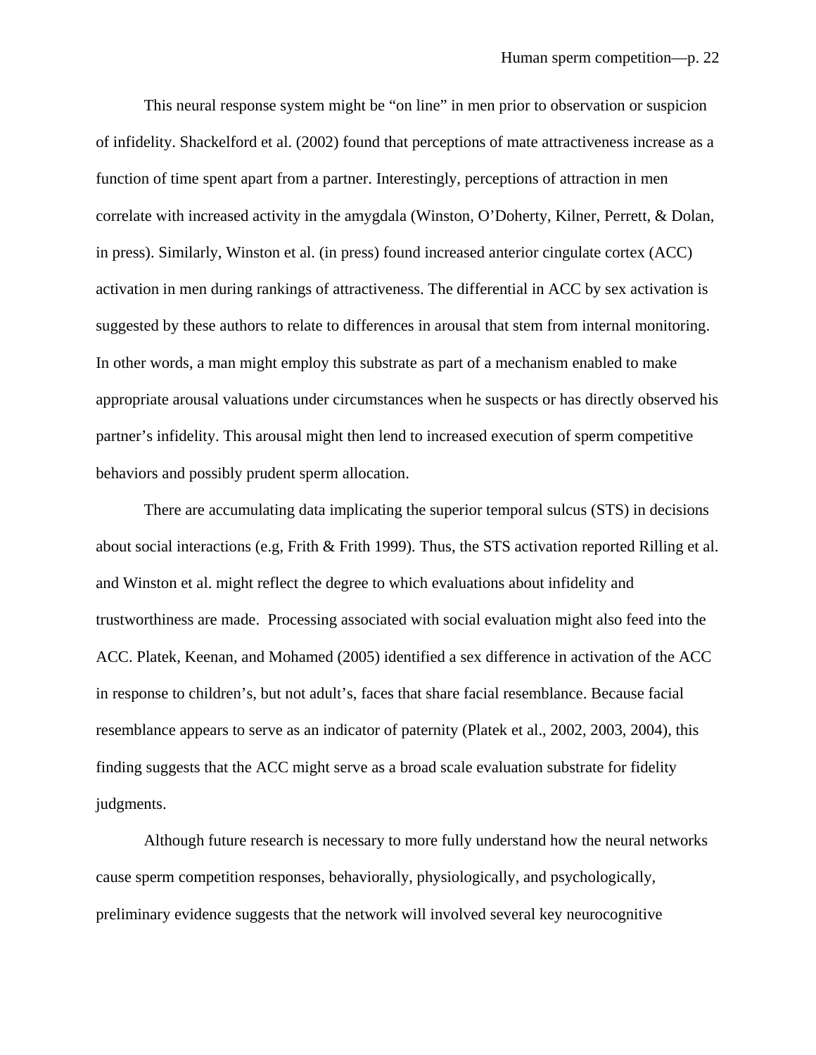This neural response system might be "on line" in men prior to observation or suspicion of infidelity. Shackelford et al. (2002) found that perceptions of mate attractiveness increase as a function of time spent apart from a partner. Interestingly, perceptions of attraction in men correlate with increased activity in the amygdala (Winston, O'Doherty, Kilner, Perrett, & Dolan, in press). Similarly, Winston et al. (in press) found increased anterior cingulate cortex (ACC) activation in men during rankings of attractiveness. The differential in ACC by sex activation is suggested by these authors to relate to differences in arousal that stem from internal monitoring. In other words, a man might employ this substrate as part of a mechanism enabled to make appropriate arousal valuations under circumstances when he suspects or has directly observed his partner's infidelity. This arousal might then lend to increased execution of sperm competitive behaviors and possibly prudent sperm allocation.

There are accumulating data implicating the superior temporal sulcus (STS) in decisions about social interactions (e.g, Frith & Frith 1999). Thus, the STS activation reported Rilling et al. and Winston et al. might reflect the degree to which evaluations about infidelity and trustworthiness are made. Processing associated with social evaluation might also feed into the ACC. Platek, Keenan, and Mohamed (2005) identified a sex difference in activation of the ACC in response to children's, but not adult's, faces that share facial resemblance. Because facial resemblance appears to serve as an indicator of paternity (Platek et al., 2002, 2003, 2004), this finding suggests that the ACC might serve as a broad scale evaluation substrate for fidelity judgments.

Although future research is necessary to more fully understand how the neural networks cause sperm competition responses, behaviorally, physiologically, and psychologically, preliminary evidence suggests that the network will involved several key neurocognitive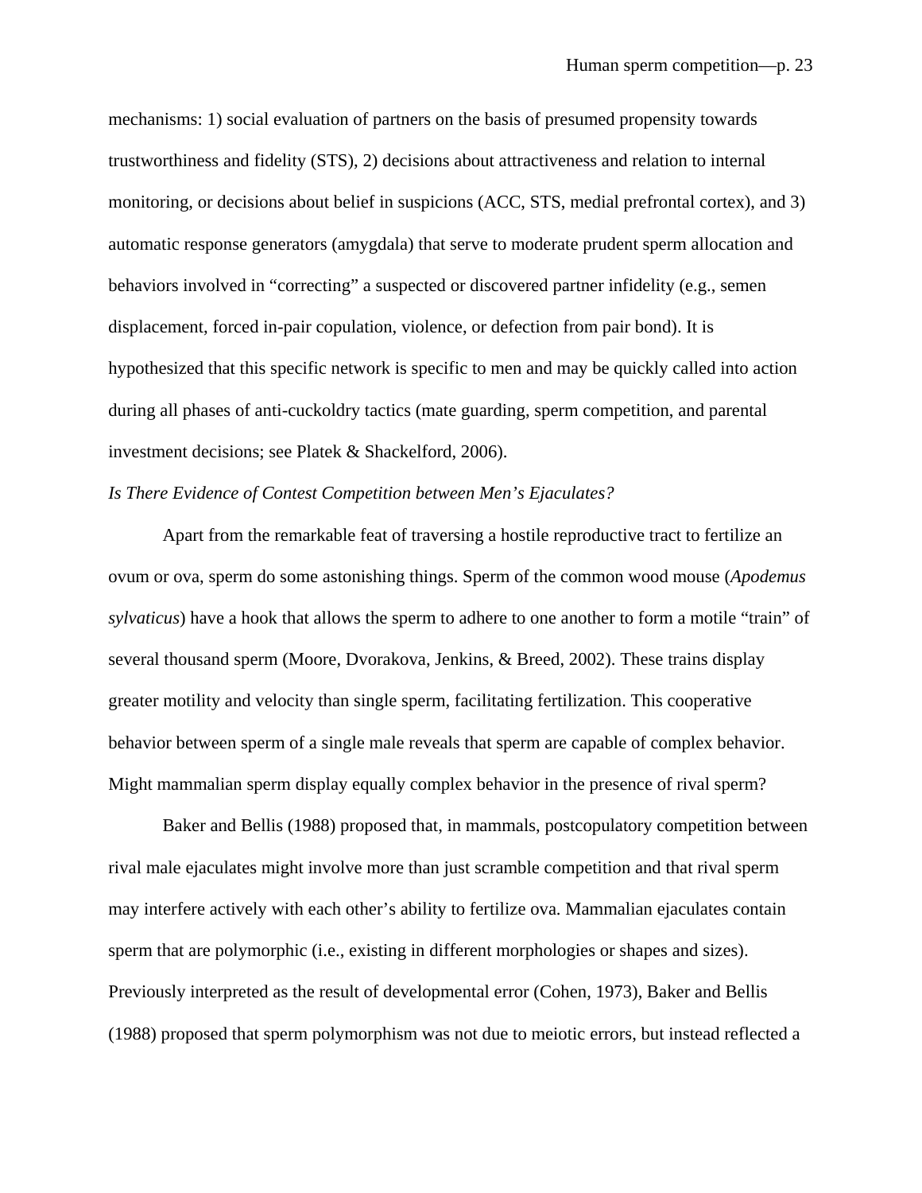mechanisms: 1) social evaluation of partners on the basis of presumed propensity towards trustworthiness and fidelity (STS), 2) decisions about attractiveness and relation to internal monitoring, or decisions about belief in suspicions (ACC, STS, medial prefrontal cortex), and 3) automatic response generators (amygdala) that serve to moderate prudent sperm allocation and behaviors involved in "correcting" a suspected or discovered partner infidelity (e.g., semen displacement, forced in-pair copulation, violence, or defection from pair bond). It is hypothesized that this specific network is specific to men and may be quickly called into action during all phases of anti-cuckoldry tactics (mate guarding, sperm competition, and parental investment decisions; see Platek & Shackelford, 2006).

*Is There Evidence of Contest Competition between Men's Ejaculates?*

Apart from the remarkable feat of traversing a hostile reproductive tract to fertilize an ovum or ova, sperm do some astonishing things. Sperm of the common wood mouse (*Apodemus sylvaticus*) have a hook that allows the sperm to adhere to one another to form a motile "train" of several thousand sperm (Moore, Dvorakova, Jenkins, & Breed, 2002). These trains display greater motility and velocity than single sperm, facilitating fertilization. This cooperative behavior between sperm of a single male reveals that sperm are capable of complex behavior. Might mammalian sperm display equally complex behavior in the presence of rival sperm?

Baker and Bellis (1988) proposed that, in mammals, postcopulatory competition between rival male ejaculates might involve more than just scramble competition and that rival sperm may interfere actively with each other's ability to fertilize ova. Mammalian ejaculates contain sperm that are polymorphic (i.e., existing in different morphologies or shapes and sizes). Previously interpreted as the result of developmental error (Cohen, 1973), Baker and Bellis (1988) proposed that sperm polymorphism was not due to meiotic errors, but instead reflected a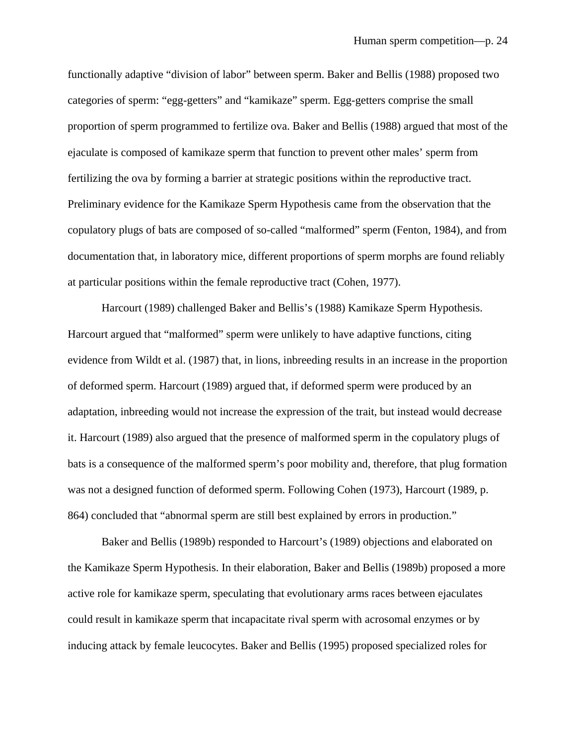functionally adaptive "division of labor" between sperm. Baker and Bellis (1988) proposed two categories of sperm: "egg-getters" and "kamikaze" sperm. Egg-getters comprise the small proportion of sperm programmed to fertilize ova. Baker and Bellis (1988) argued that most of the ejaculate is composed of kamikaze sperm that function to prevent other males' sperm from fertilizing the ova by forming a barrier at strategic positions within the reproductive tract. Preliminary evidence for the Kamikaze Sperm Hypothesis came from the observation that the copulatory plugs of bats are composed of so-called "malformed" sperm (Fenton, 1984), and from documentation that, in laboratory mice, different proportions of sperm morphs are found reliably at particular positions within the female reproductive tract (Cohen, 1977).

Harcourt (1989) challenged Baker and Bellis's (1988) Kamikaze Sperm Hypothesis. Harcourt argued that "malformed" sperm were unlikely to have adaptive functions, citing evidence from Wildt et al. (1987) that, in lions, inbreeding results in an increase in the proportion of deformed sperm. Harcourt (1989) argued that, if deformed sperm were produced by an adaptation, inbreeding would not increase the expression of the trait, but instead would decrease it. Harcourt (1989) also argued that the presence of malformed sperm in the copulatory plugs of bats is a consequence of the malformed sperm's poor mobility and, therefore, that plug formation was not a designed function of deformed sperm. Following Cohen (1973), Harcourt (1989, p. 864) concluded that "abnormal sperm are still best explained by errors in production."

Baker and Bellis (1989b) responded to Harcourt's (1989) objections and elaborated on the Kamikaze Sperm Hypothesis. In their elaboration, Baker and Bellis (1989b) proposed a more active role for kamikaze sperm, speculating that evolutionary arms races between ejaculates could result in kamikaze sperm that incapacitate rival sperm with acrosomal enzymes or by inducing attack by female leucocytes. Baker and Bellis (1995) proposed specialized roles for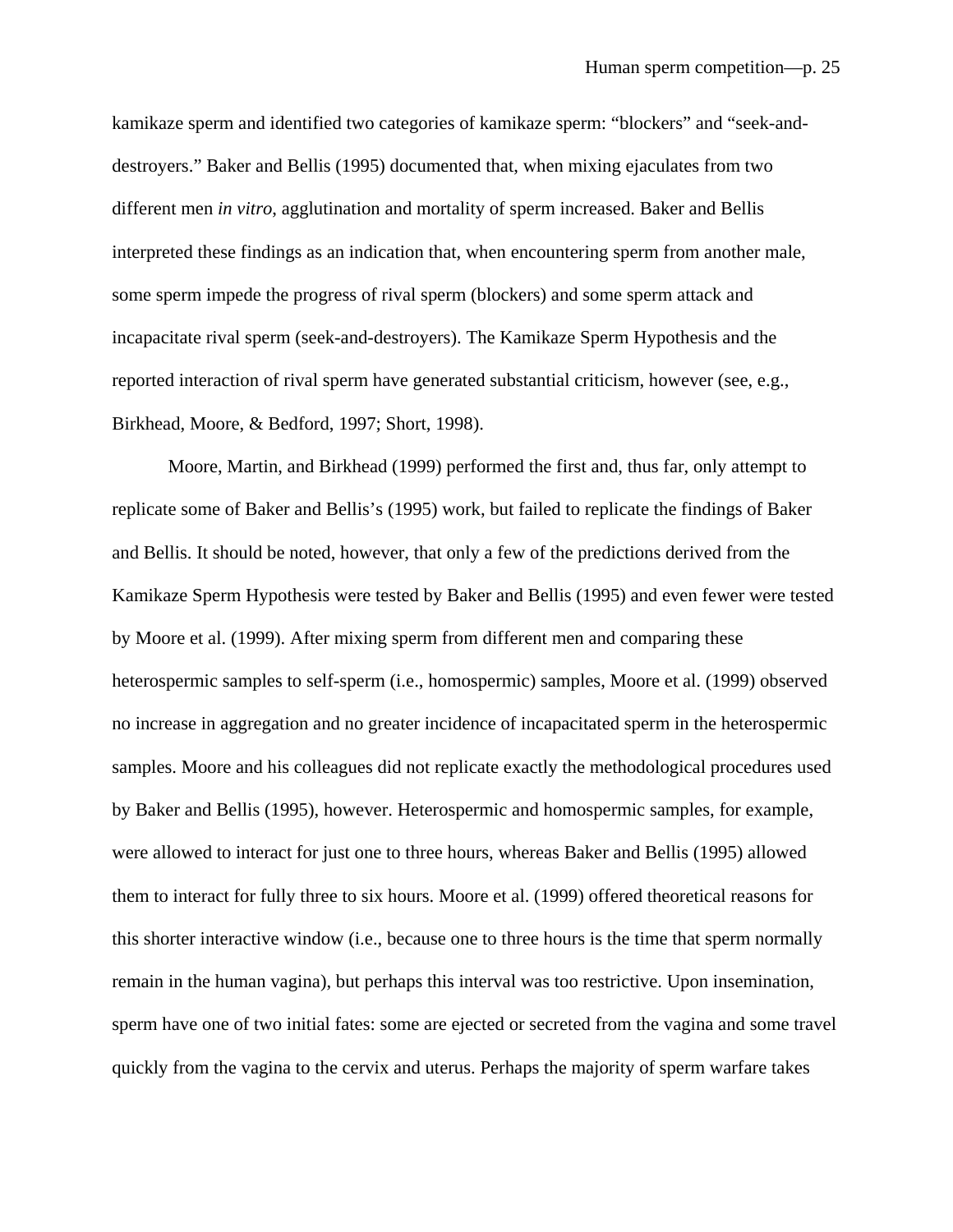kamikaze sperm and identified two categories of kamikaze sperm: "blockers" and "seek-and-destroyers." Baker and Bellis (1995) documented that, when mixing ejaculates from two different men *in vitro*, agglutination and mortality of sperm increased. Baker and Bellis interpreted these findings as an indication that, when encountering sperm from another male, some sperm impede the progress of rival sperm (blockers) and some sperm attack and incapacitate rival sperm (seek-and-destroyers). The Kamikaze Sperm Hypothesis and the reported interaction of rival sperm have generated substantial criticism, however (see, e.g., Birkhead, Moore, & Bedford, 1997; Short, 1998).

Moore, Martin, and Birkhead (1999) performed the first and, thus far, only attempt to replicate some of Baker and Bellis's (1995) work, but failed to replicate the findings of Baker and Bellis. It should be noted, however, that only a few of the predictions derived from the Kamikaze Sperm Hypothesis were tested by Baker and Bellis (1995) and even fewer were tested by Moore et al. (1999). After mixing sperm from different men and comparing these heterospermic samples to self-sperm (i.e., homospermic) samples, Moore et al. (1999) observed no increase in aggregation and no greater incidence of incapacitated sperm in the heterospermic samples. Moore and his colleagues did not replicate exactly the methodological procedures used by Baker and Bellis (1995), however. Heterospermic and homospermic samples, for example, were allowed to interact for just one to three hours, whereas Baker and Bellis (1995) allowed them to interact for fully three to six hours. Moore et al. (1999) offered theoretical reasons for this shorter interactive window (i.e., because one to three hours is the time that sperm normally remain in the human vagina), but perhaps this interval was too restrictive. Upon insemination, sperm have one of two initial fates: some are ejected or secreted from the vagina and some travel quickly from the vagina to the cervix and uterus. Perhaps the majority of sperm warfare takes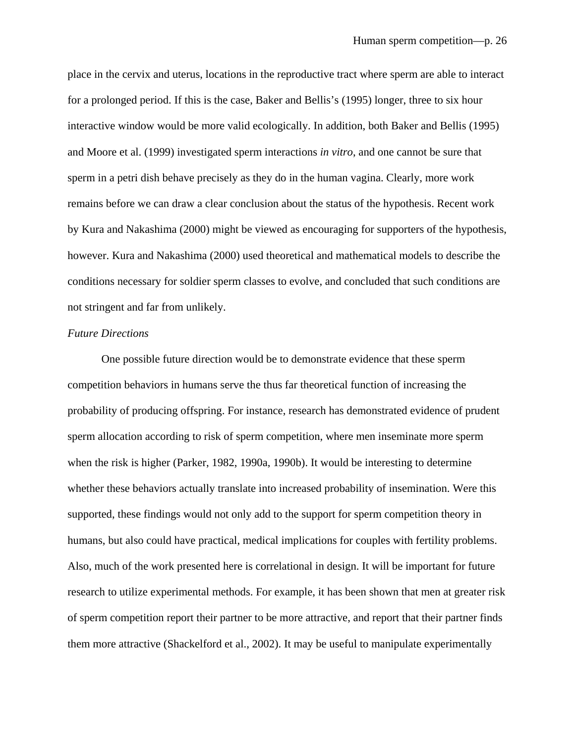place in the cervix and uterus, locations in the reproductive tract where sperm are able to interact for a prolonged period. If this is the case, Baker and Bellis's (1995) longer, three to six hour interactive window would be more valid ecologically. In addition, both Baker and Bellis (1995) and Moore et al. (1999) investigated sperm interactions *in vitro*, and one cannot be sure that sperm in a petri dish behave precisely as they do in the human vagina. Clearly, more work remains before we can draw a clear conclusion about the status of the hypothesis. Recent work by Kura and Nakashima (2000) might be viewed as encouraging for supporters of the hypothesis, however. Kura and Nakashima (2000) used theoretical and mathematical models to describe the conditions necessary for soldier sperm classes to evolve, and concluded that such conditions are not stringent and far from unlikely.

*Future Directions*

One possible future direction would be to demonstrate evidence that these sperm competition behaviors in humans serve the thus far theoretical function of increasing the probability of producing offspring. For instance, research has demonstrated evidence of prudent sperm allocation according to risk of sperm competition, where men inseminate more sperm when the risk is higher (Parker, 1982, 1990a, 1990b). It would be interesting to determine whether these behaviors actually translate into increased probability of insemination. Were this supported, these findings would not only add to the support for sperm competition theory in humans, but also could have practical, medical implications for couples with fertility problems. Also, much of the work presented here is correlational in design. It will be important for future research to utilize experimental methods. For example, it has been shown that men at greater risk of sperm competition report their partner to be more attractive, and report that their partner finds them more attractive (Shackelford et al., 2002). It may be useful to manipulate experimentally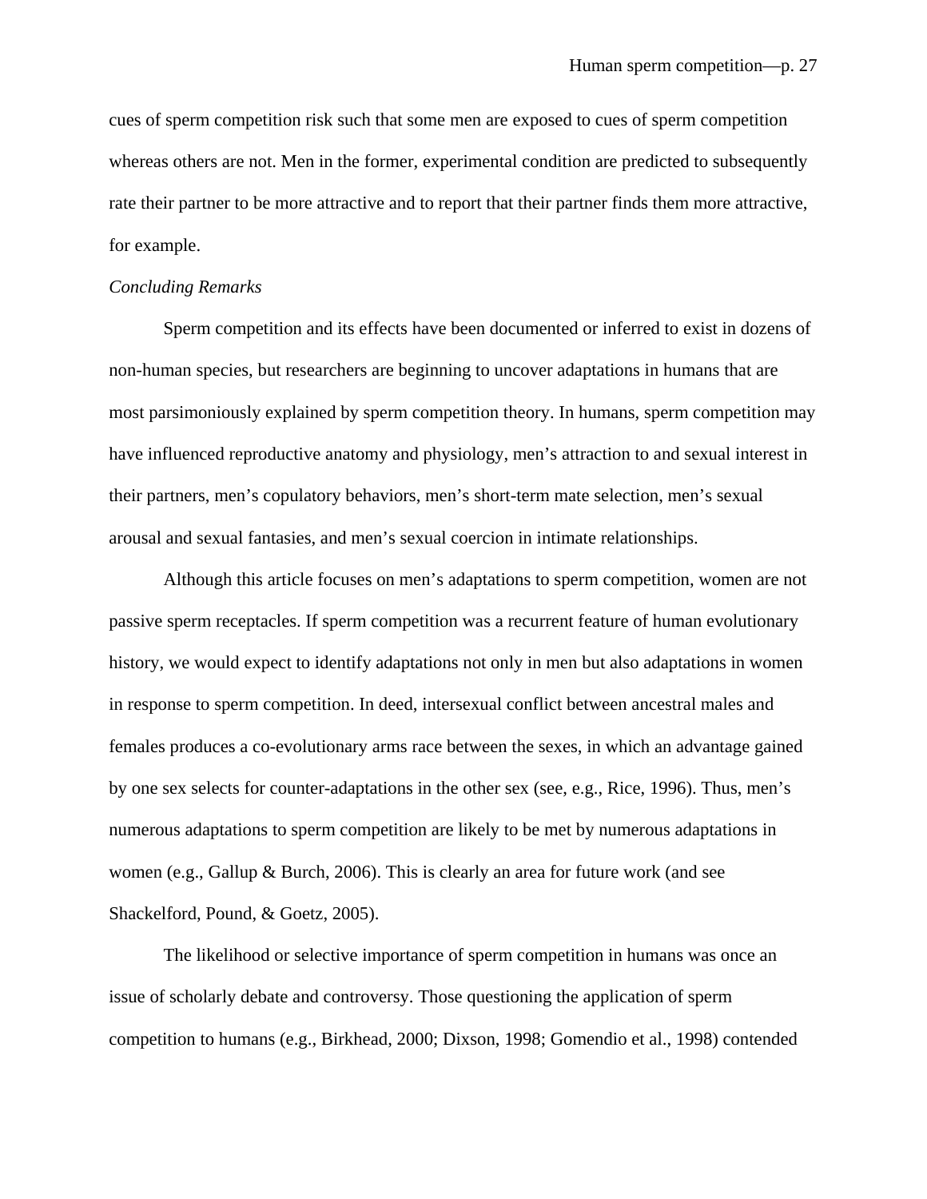cues of sperm competition risk such that some men are exposed to cues of sperm competition whereas others are not. Men in the former, experimental condition are predicted to subsequently rate their partner to be more attractive and to report that their partner finds them more attractive, for example.

*Concluding Remarks*

Sperm competition and its effects have been documented or inferred to exist in dozens of non-human species, but researchers are beginning to uncover adaptations in humans that are most parsimoniously explained by sperm competition theory. In humans, sperm competition may have influenced reproductive anatomy and physiology, men's attraction to and sexual interest in their partners, men's copulatory behaviors, men's short-term mate selection, men's sexual arousal and sexual fantasies, and men's sexual coercion in intimate relationships.

Although this article focuses on men's adaptations to sperm competition, women are not passive sperm receptacles. If sperm competition was a recurrent feature of human evolutionary history, we would expect to identify adaptations not only in men but also adaptations in women in response to sperm competition. In deed, intersexual conflict between ancestral males and females produces a co-evolutionary arms race between the sexes, in which an advantage gained by one sex selects for counter-adaptations in the other sex (see, e.g., Rice, 1996). Thus, men's numerous adaptations to sperm competition are likely to be met by numerous adaptations in women (e.g., Gallup & Burch, 2006). This is clearly an area for future work (and see Shackelford, Pound, & Goetz, 2005).

The likelihood or selective importance of sperm competition in humans was once an issue of scholarly debate and controversy. Those questioning the application of sperm competition to humans (e.g., Birkhead, 2000; Dixson, 1998; Gomendio et al., 1998) contended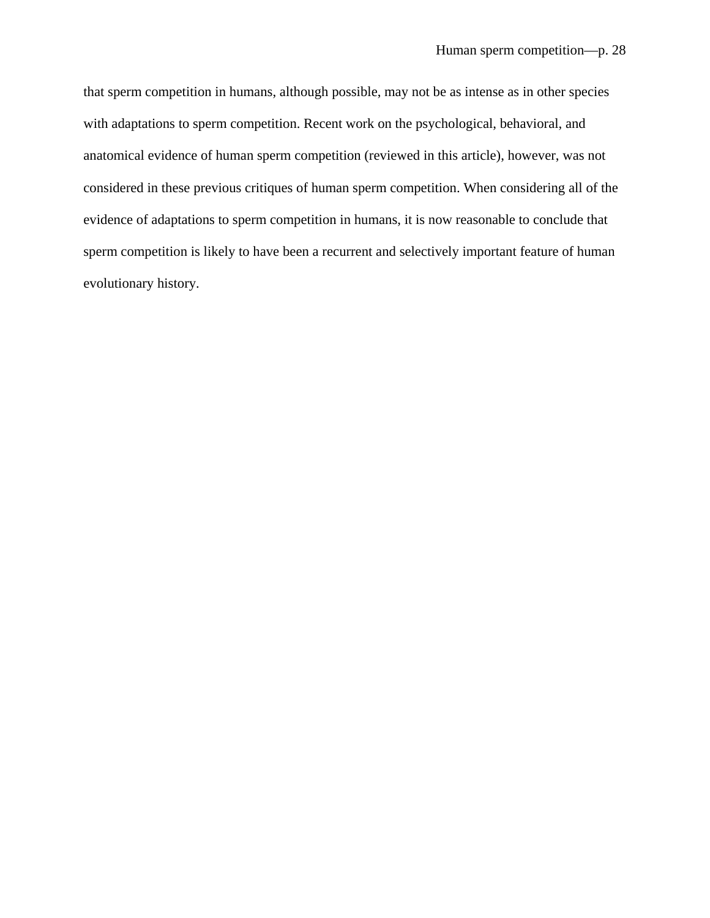that sperm competition in humans, although possible, may not be as intense as in other species with adaptations to sperm competition. Recent work on the psychological, behavioral, and anatomical evidence of human sperm competition (reviewed in this article), however, was not considered in these previous critiques of human sperm competition. When considering all of the evidence of adaptations to sperm competition in humans, it is now reasonable to conclude that sperm competition is likely to have been a recurrent and selectively important feature of human evolutionary history.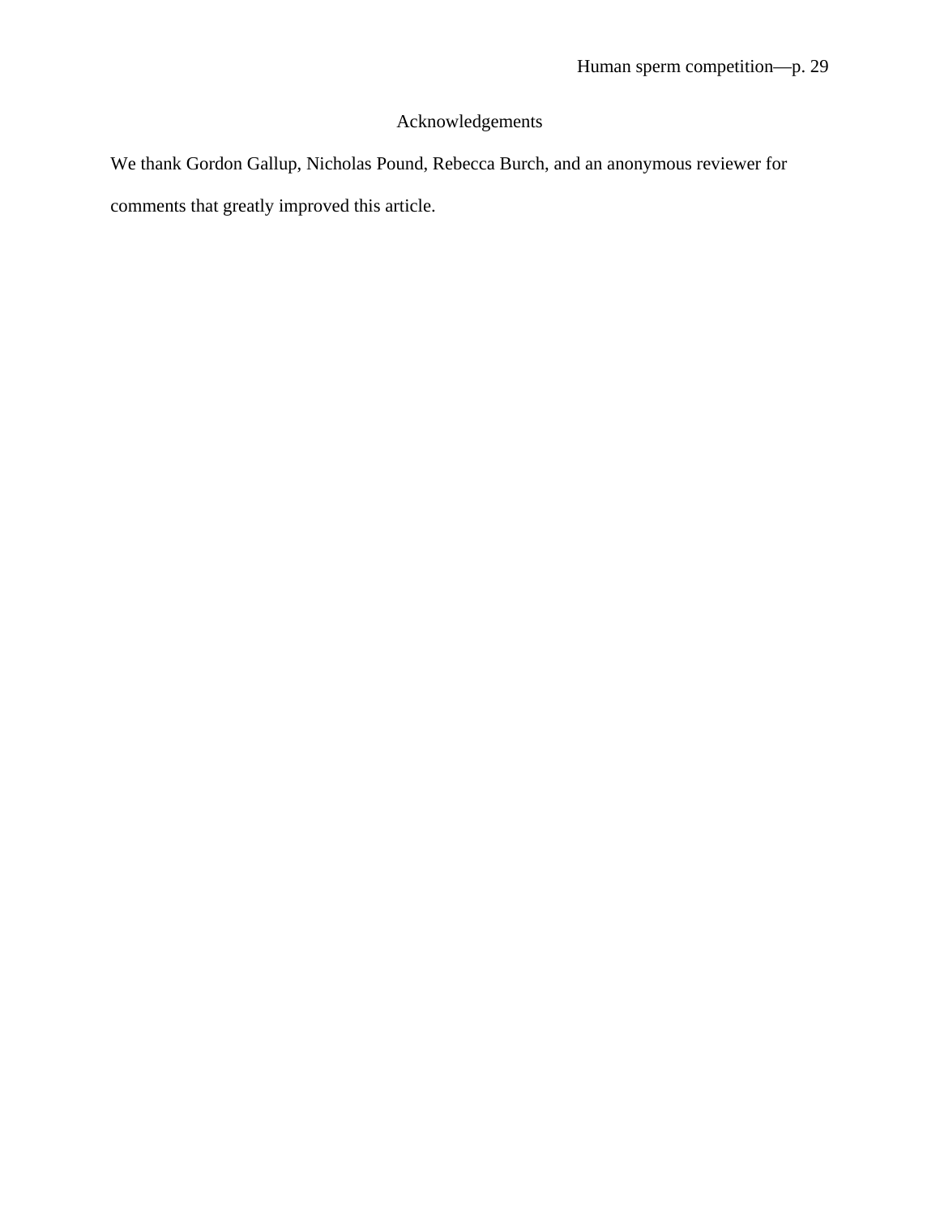## Acknowledgements

We thank Gordon Gallup, Nicholas Pound, Rebecca Burch, and an anonymous reviewer for comments that greatly improved this article.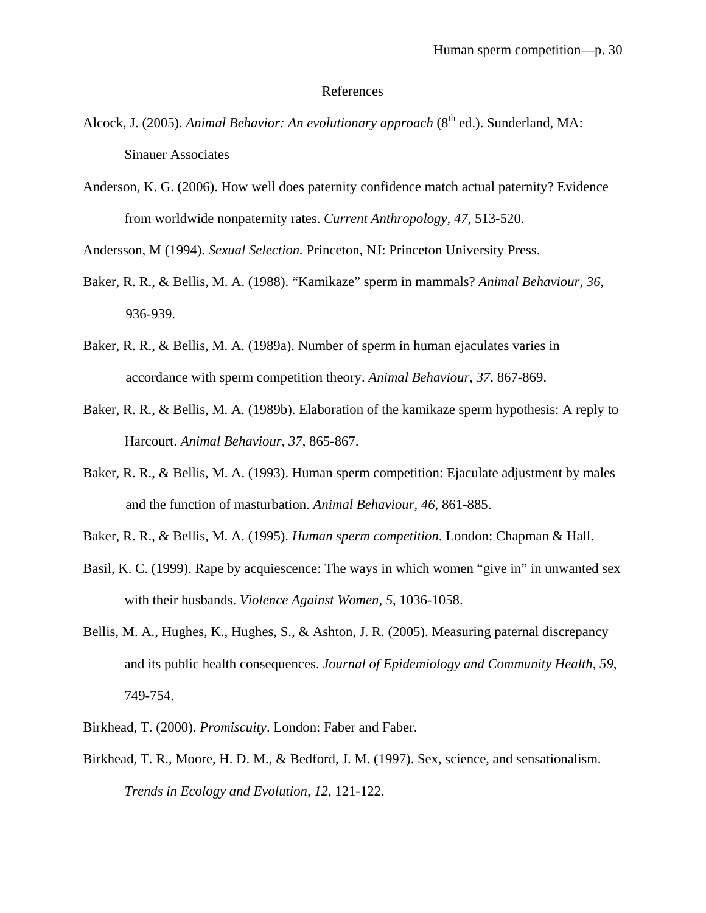# References

Alcock, J. (2005). *Animal Behavior: An evolutionary approach* (8th ed.). Sunderland, MA: Sinauer Associates

Anderson, K. G. (2006). How well does paternity confidence match actual paternity? Evidence from worldwide nonpaternity rates. *Current Anthropology, 47*, 513-520.

Andersson, M (1994). *Sexual Selection.* Princeton, NJ: Princeton University Press.

Baker, R. R., & Bellis, M. A. (1988). "Kamikaze" sperm in mammals? *Animal Behaviour, 36*, 936-939.

Baker, R. R., & Bellis, M. A. (1989a). Number of sperm in human ejaculates varies in accordance with sperm competition theory. *Animal Behaviour, 37*, 867-869.

Baker, R. R., & Bellis, M. A. (1989b). Elaboration of the kamikaze sperm hypothesis: A reply to Harcourt. *Animal Behaviour, 37*, 865-867.

Baker, R. R., & Bellis, M. A. (1993). Human sperm competition: Ejaculate adjustment by males and the function of masturbation. *Animal Behaviour, 46*, 861-885.

Baker, R. R., & Bellis, M. A. (1995). *Human sperm competition*. London: Chapman & Hall.

Basil, K. C. (1999). Rape by acquiescence: The ways in which women "give in" in unwanted sex with their husbands. *Violence Against Women, 5*, 1036-1058.

Bellis, M. A., Hughes, K., Hughes, S., & Ashton, J. R. (2005). Measuring paternal discrepancy and its public health consequences. *Journal of Epidemiology and Community Health, 59*, 749-754.

Birkhead, T. (2000). *Promiscuity*. London: Faber and Faber.

Birkhead, T. R., Moore, H. D. M., & Bedford, J. M. (1997). Sex, science, and sensationalism. *Trends in Ecology and Evolution, 12*, 121-122.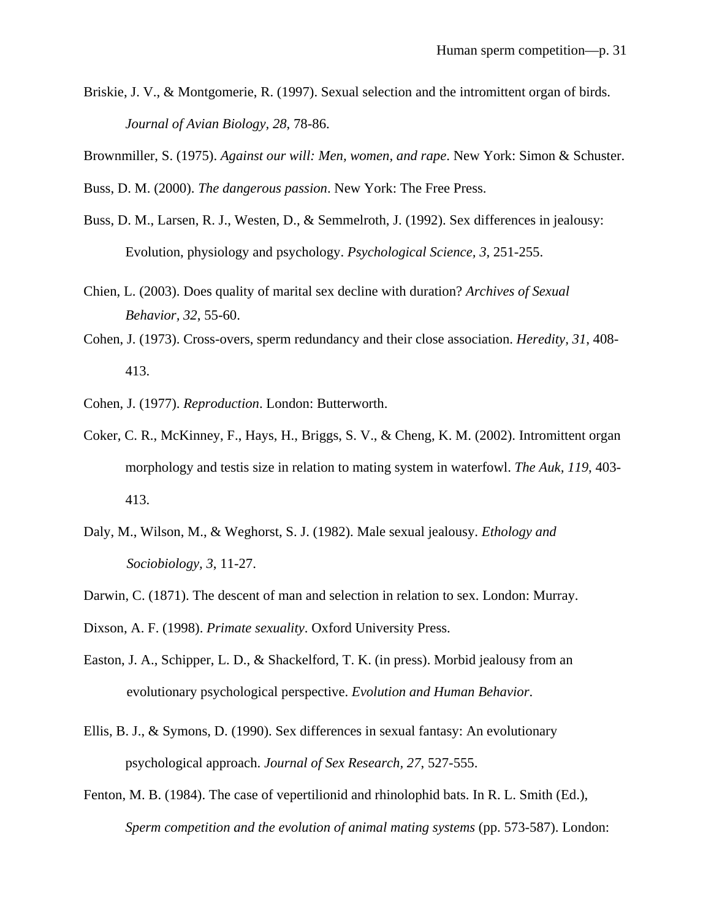Briskie, J. V., & Montgomerie, R. (1997). Sexual selection and the intromittent organ of birds. *Journal of Avian Biology*, *28*, 78-86.

Brownmiller, S. (1975). *Against our will: Men, women, and rape*. New York: Simon & Schuster.

Buss, D. M. (2000). *The dangerous passion*. New York: The Free Press.

Buss, D. M., Larsen, R. J., Westen, D., & Semmelroth, J. (1992). Sex differences in jealousy: Evolution, physiology and psychology. *Psychological Science*, *3*, 251-255.

Chien, L. (2003). Does quality of marital sex decline with duration? *Archives of Sexual Behavior*, *32*, 55-60.

Cohen, J. (1973). Cross-overs, sperm redundancy and their close association. *Heredity*, *31*, 408-413.

Cohen, J. (1977). *Reproduction*. London: Butterworth.

Coker, C. R., McKinney, F., Hays, H., Briggs, S. V., & Cheng, K. M. (2002). Intromittent organ morphology and testis size in relation to mating system in waterfowl. *The Auk*, *119*, 403-413.

Daly, M., Wilson, M., & Weghorst, S. J. (1982). Male sexual jealousy. *Ethology and Sociobiology*, *3*, 11-27.

Darwin, C. (1871). The descent of man and selection in relation to sex. London: Murray.

Dixson, A. F. (1998). *Primate sexuality*. Oxford University Press.

Easton, J. A., Schipper, L. D., & Shackelford, T. K. (in press). Morbid jealousy from an evolutionary psychological perspective. *Evolution and Human Behavior*.

Ellis, B. J., & Symons, D. (1990). Sex differences in sexual fantasy: An evolutionary psychological approach. *Journal of Sex Research*, *27*, 527-555.

Fenton, M. B. (1984). The case of vepertilionid and rhinolophid bats. In R. L. Smith (Ed.), *Sperm competition and the evolution of animal mating systems* (pp. 573-587). London: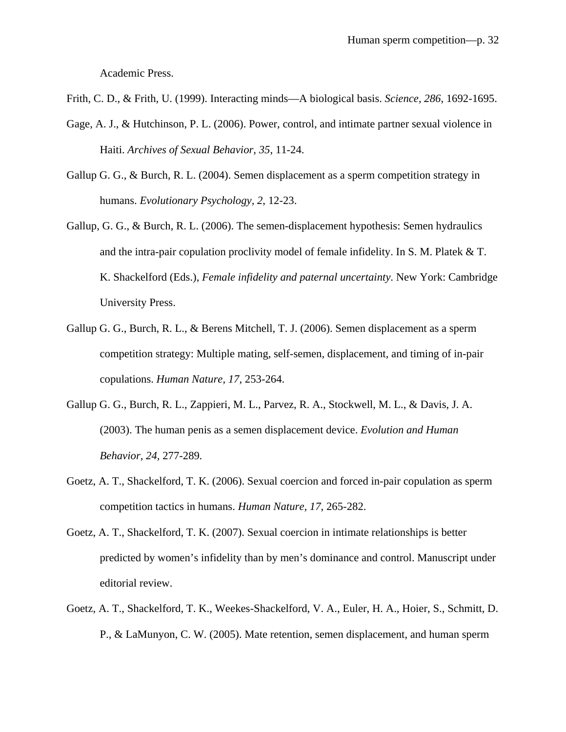Academic Press.

Frith, C. D., & Frith, U. (1999). Interacting minds—A biological basis. *Science, 286*, 1692-1695.

Gage, A. J., & Hutchinson, P. L. (2006). Power, control, and intimate partner sexual violence in Haiti. *Archives of Sexual Behavior, 35*, 11-24.

Gallup G. G., & Burch, R. L. (2004). Semen displacement as a sperm competition strategy in humans. *Evolutionary Psychology, 2*, 12-23.

Gallup, G. G., & Burch, R. L. (2006). The semen-displacement hypothesis: Semen hydraulics and the intra-pair copulation proclivity model of female infidelity. In S. M. Platek & T. K. Shackelford (Eds.), *Female infidelity and paternal uncertainty*. New York: Cambridge University Press.

Gallup G. G., Burch, R. L., & Berens Mitchell, T. J. (2006). Semen displacement as a sperm competition strategy: Multiple mating, self-semen, displacement, and timing of in-pair copulations. *Human Nature, 17*, 253-264.

Gallup G. G., Burch, R. L., Zappieri, M. L., Parvez, R. A., Stockwell, M. L., & Davis, J. A. (2003). The human penis as a semen displacement device. *Evolution and Human Behavior, 24*, 277-289.

Goetz, A. T., Shackelford, T. K. (2006). Sexual coercion and forced in-pair copulation as sperm competition tactics in humans. *Human Nature, 17*, 265-282.

Goetz, A. T., Shackelford, T. K. (2007). Sexual coercion in intimate relationships is better predicted by women's infidelity than by men's dominance and control. Manuscript under editorial review.

Goetz, A. T., Shackelford, T. K., Weekes-Shackelford, V. A., Euler, H. A., Hoier, S., Schmitt, D. P., & LaMunyon, C. W. (2005). Mate retention, semen displacement, and human sperm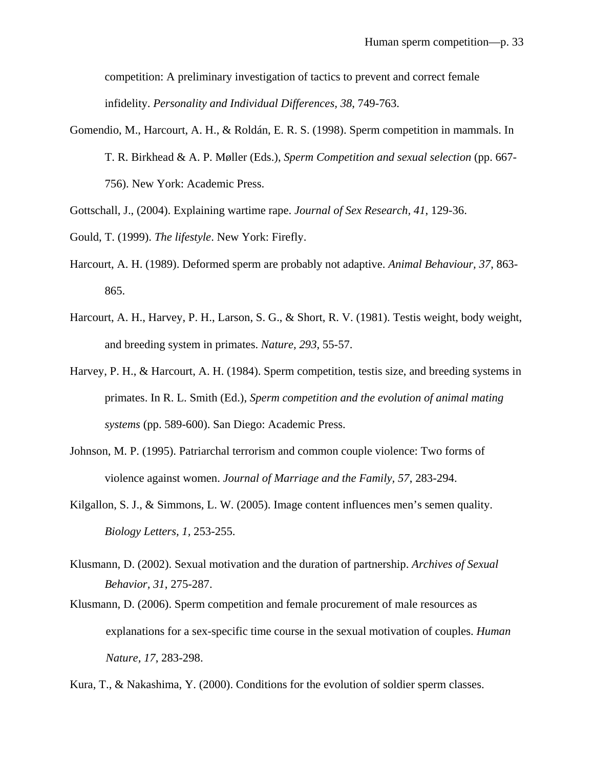competition: A preliminary investigation of tactics to prevent and correct female infidelity. *Personality and Individual Differences, 38*, 749-763.

Gomendio, M., Harcourt, A. H., & Roldán, E. R. S. (1998). Sperm competition in mammals. In T. R. Birkhead & A. P. Møller (Eds.), *Sperm Competition and sexual selection* (pp. 667-756). New York: Academic Press.

Gottschall, J., (2004). Explaining wartime rape. *Journal of Sex Research, 41*, 129-36.

Gould, T. (1999). *The lifestyle*. New York: Firefly.

Harcourt, A. H. (1989). Deformed sperm are probably not adaptive. *Animal Behaviour, 37*, 863-865.

Harcourt, A. H., Harvey, P. H., Larson, S. G., & Short, R. V. (1981). Testis weight, body weight, and breeding system in primates. *Nature, 293*, 55-57.

Harvey, P. H., & Harcourt, A. H. (1984). Sperm competition, testis size, and breeding systems in primates. In R. L. Smith (Ed.), *Sperm competition and the evolution of animal mating systems* (pp. 589-600). San Diego: Academic Press.

Johnson, M. P. (1995). Patriarchal terrorism and common couple violence: Two forms of violence against women. *Journal of Marriage and the Family, 57*, 283-294.

Kilgallon, S. J., & Simmons, L. W. (2005). Image content influences men's semen quality. *Biology Letters, 1*, 253-255.

Klusmann, D. (2002). Sexual motivation and the duration of partnership. *Archives of Sexual Behavior, 31*, 275-287.

Klusmann, D. (2006). Sperm competition and female procurement of male resources as explanations for a sex-specific time course in the sexual motivation of couples. *Human Nature, 17*, 283-298.

Kura, T., & Nakashima, Y. (2000). Conditions for the evolution of soldier sperm classes.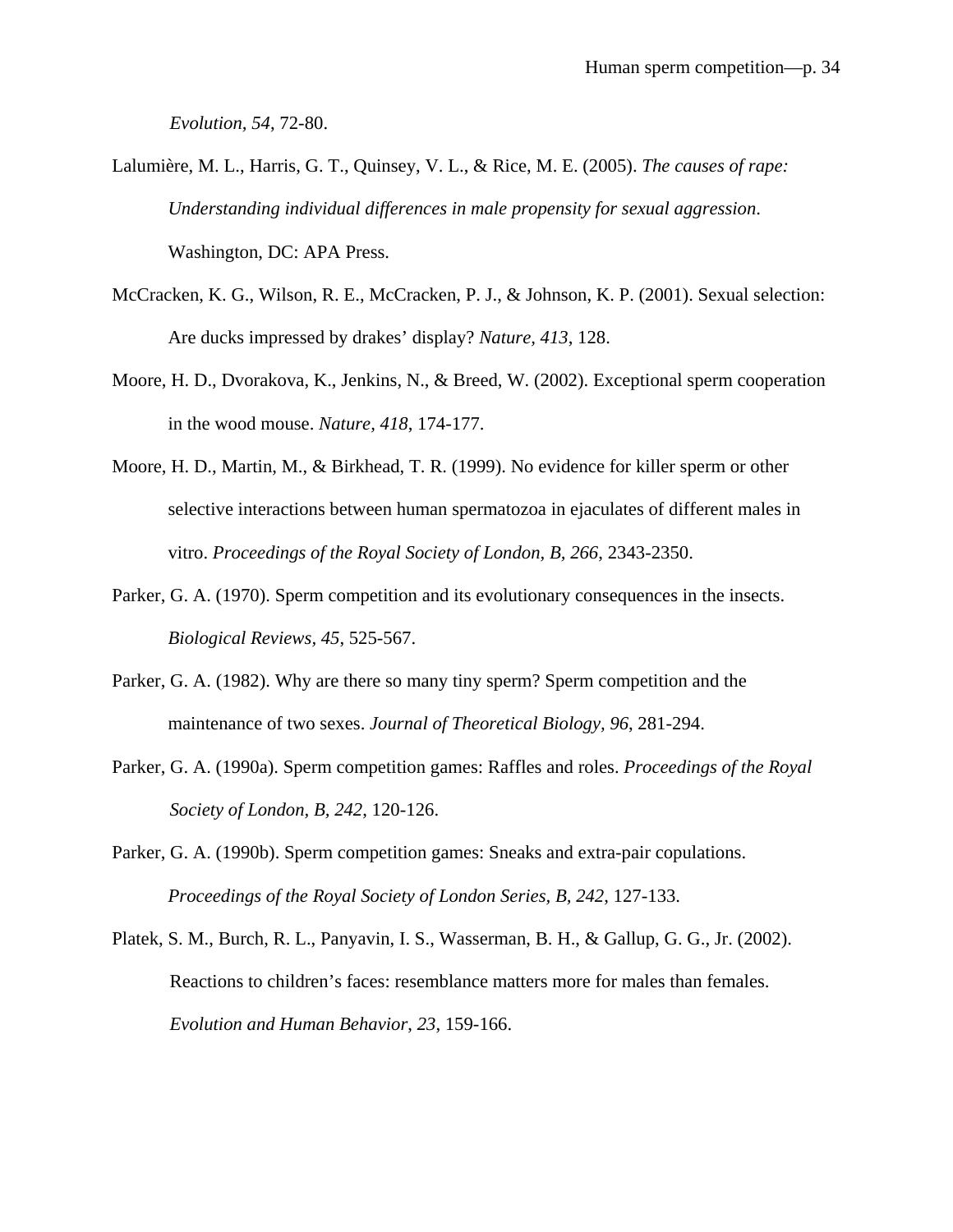*Evolution, 54*, 72-80.

Lalumière, M. L., Harris, G. T., Quinsey, V. L., & Rice, M. E. (2005). *The causes of rape: Understanding individual differences in male propensity for sexual aggression*. Washington, DC: APA Press.

McCracken, K. G., Wilson, R. E., McCracken, P. J., & Johnson, K. P. (2001). Sexual selection: Are ducks impressed by drakes' display? *Nature, 413*, 128.

Moore, H. D., Dvorakova, K., Jenkins, N., & Breed, W. (2002). Exceptional sperm cooperation in the wood mouse. *Nature, 418*, 174-177.

Moore, H. D., Martin, M., & Birkhead, T. R. (1999). No evidence for killer sperm or other selective interactions between human spermatozoa in ejaculates of different males in vitro. *Proceedings of the Royal Society of London, B, 266*, 2343-2350.

Parker, G. A. (1970). Sperm competition and its evolutionary consequences in the insects. *Biological Reviews, 45*, 525-567.

Parker, G. A. (1982). Why are there so many tiny sperm? Sperm competition and the maintenance of two sexes. *Journal of Theoretical Biology, 96*, 281-294.

Parker, G. A. (1990a). Sperm competition games: Raffles and roles. *Proceedings of the Royal Society of London, B, 242*, 120-126.

Parker, G. A. (1990b). Sperm competition games: Sneaks and extra-pair copulations. *Proceedings of the Royal Society of London Series, B, 242*, 127-133.

Platek, S. M., Burch, R. L., Panyavin, I. S., Wasserman, B. H., & Gallup, G. G., Jr. (2002). Reactions to children's faces: resemblance matters more for males than females. *Evolution and Human Behavior, 23*, 159-166.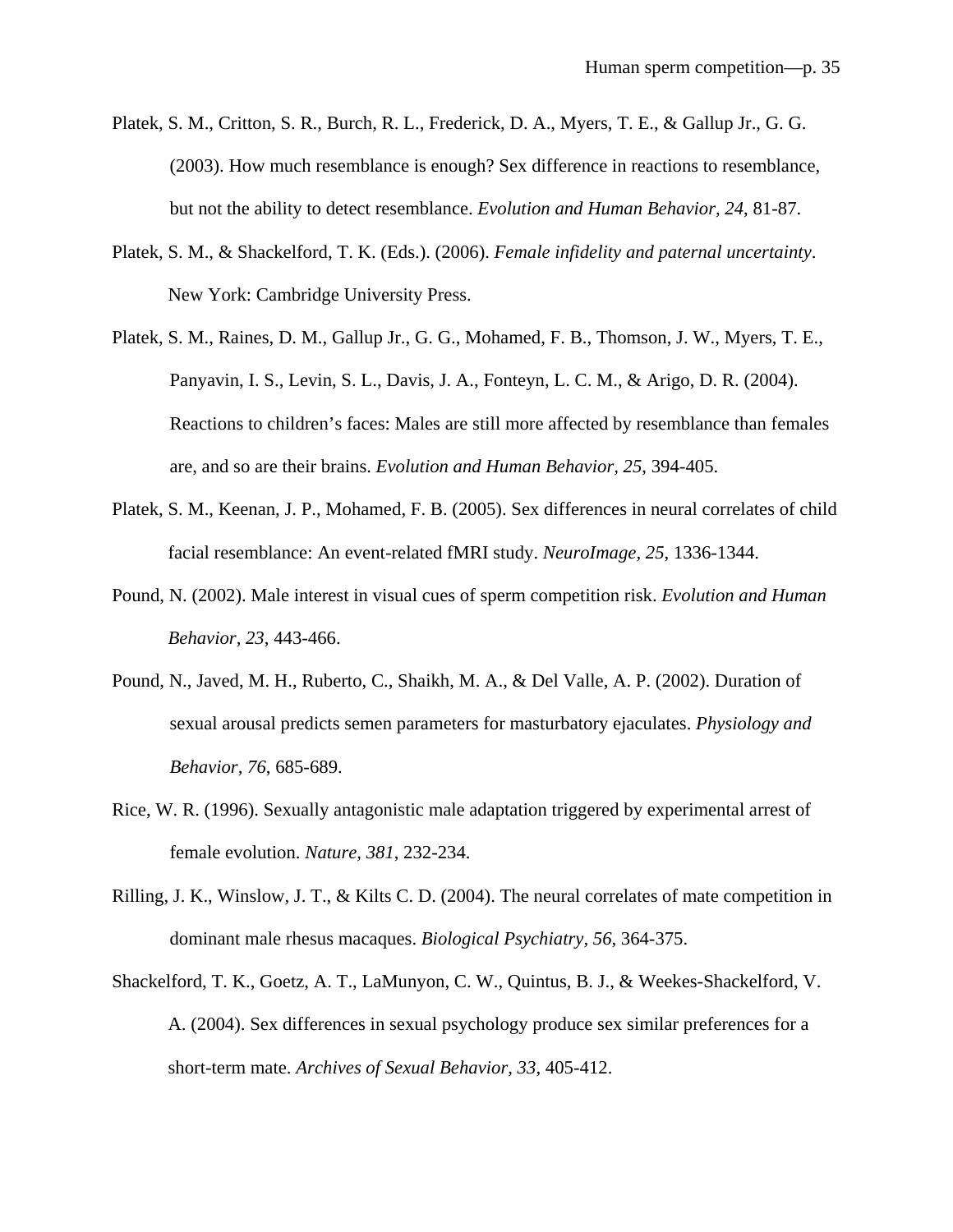Platek, S. M., Critton, S. R., Burch, R. L., Frederick, D. A., Myers, T. E., & Gallup Jr., G. G. (2003). How much resemblance is enough? Sex difference in reactions to resemblance, but not the ability to detect resemblance. *Evolution and Human Behavior, 24*, 81-87.

Platek, S. M., & Shackelford, T. K. (Eds.). (2006). *Female infidelity and paternal uncertainty*. New York: Cambridge University Press.

Platek, S. M., Raines, D. M., Gallup Jr., G. G., Mohamed, F. B., Thomson, J. W., Myers, T. E., Panyavin, I. S., Levin, S. L., Davis, J. A., Fonteyn, L. C. M., & Arigo, D. R. (2004). Reactions to children's faces: Males are still more affected by resemblance than females are, and so are their brains. *Evolution and Human Behavior, 25*, 394-405.

Platek, S. M., Keenan, J. P., Mohamed, F. B. (2005). Sex differences in neural correlates of child facial resemblance: An event-related fMRI study. *NeuroImage, 25*, 1336-1344.

Pound, N. (2002). Male interest in visual cues of sperm competition risk. *Evolution and Human Behavior, 23*, 443-466.

Pound, N., Javed, M. H., Ruberto, C., Shaikh, M. A., & Del Valle, A. P. (2002). Duration of sexual arousal predicts semen parameters for masturbatory ejaculates. *Physiology and Behavior, 76*, 685-689.

Rice, W. R. (1996). Sexually antagonistic male adaptation triggered by experimental arrest of female evolution. *Nature, 381*, 232-234.

Rilling, J. K., Winslow, J. T., & Kilts C. D. (2004). The neural correlates of mate competition in dominant male rhesus macaques. *Biological Psychiatry, 56*, 364-375.

Shackelford, T. K., Goetz, A. T., LaMunyon, C. W., Quintus, B. J., & Weekes-Shackelford, V. A. (2004). Sex differences in sexual psychology produce sex similar preferences for a short-term mate. *Archives of Sexual Behavior, 33*, 405-412.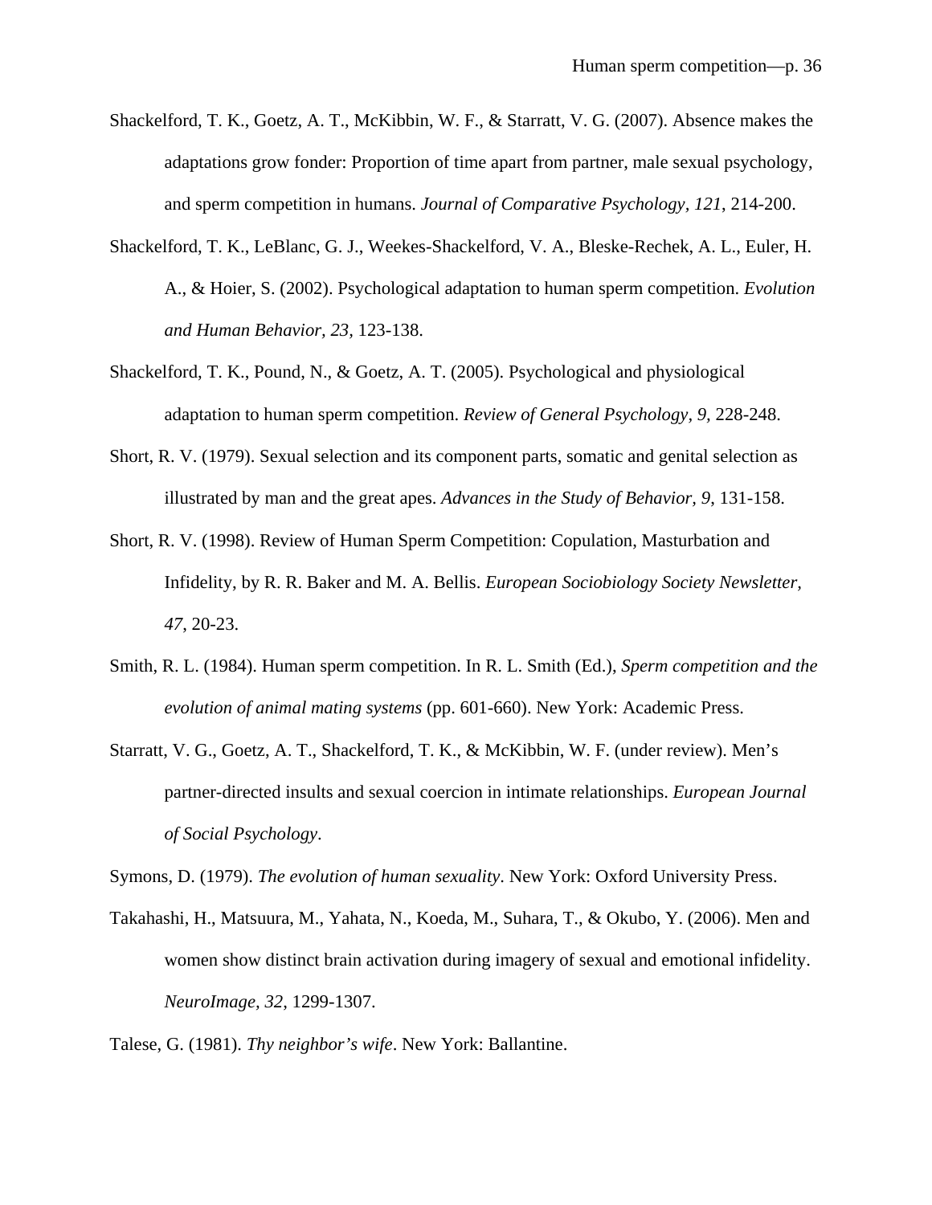Shackelford, T. K., Goetz, A. T., McKibbin, W. F., & Starratt, V. G. (2007). Absence makes the adaptations grow fonder: Proportion of time apart from partner, male sexual psychology, and sperm competition in humans. *Journal of Comparative Psychology, 121*, 214-200.

Shackelford, T. K., LeBlanc, G. J., Weekes-Shackelford, V. A., Bleske-Rechek, A. L., Euler, H. A., & Hoier, S. (2002). Psychological adaptation to human sperm competition. *Evolution and Human Behavior, 23*, 123-138.

Shackelford, T. K., Pound, N., & Goetz, A. T. (2005). Psychological and physiological adaptation to human sperm competition. *Review of General Psychology, 9*, 228-248.

Short, R. V. (1979). Sexual selection and its component parts, somatic and genital selection as illustrated by man and the great apes. *Advances in the Study of Behavior, 9*, 131-158.

Short, R. V. (1998). Review of Human Sperm Competition: Copulation, Masturbation and Infidelity, by R. R. Baker and M. A. Bellis. *European Sociobiology Society Newsletter, 47*, 20-23.

Smith, R. L. (1984). Human sperm competition. In R. L. Smith (Ed.), *Sperm competition and the evolution of animal mating systems* (pp. 601-660). New York: Academic Press.

Starratt, V. G., Goetz, A. T., Shackelford, T. K., & McKibbin, W. F. (under review). Men's partner-directed insults and sexual coercion in intimate relationships. *European Journal of Social Psychology*.

Symons, D. (1979). *The evolution of human sexuality*. New York: Oxford University Press.

Takahashi, H., Matsuura, M., Yahata, N., Koeda, M., Suhara, T., & Okubo, Y. (2006). Men and women show distinct brain activation during imagery of sexual and emotional infidelity. *NeuroImage, 32*, 1299-1307.

Talese, G. (1981). *Thy neighbor's wife*. New York: Ballantine.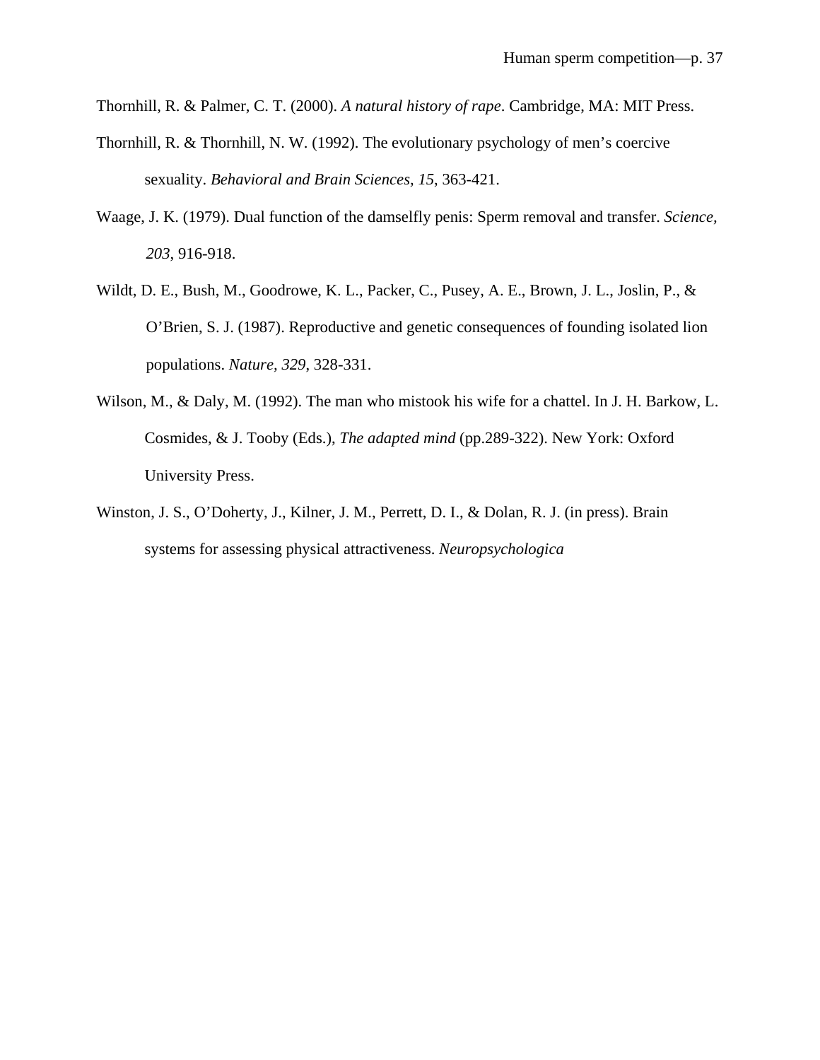Thornhill, R. & Palmer, C. T. (2000). *A natural history of rape*. Cambridge, MA: MIT Press.

Thornhill, R. & Thornhill, N. W. (1992). The evolutionary psychology of men's coercive sexuality. *Behavioral and Brain Sciences, 15*, 363-421.

Waage, J. K. (1979). Dual function of the damselfly penis: Sperm removal and transfer. *Science, 203*, 916-918.

Wildt, D. E., Bush, M., Goodrowe, K. L., Packer, C., Pusey, A. E., Brown, J. L., Joslin, P., & O'Brien, S. J. (1987). Reproductive and genetic consequences of founding isolated lion populations. *Nature, 329*, 328-331.

Wilson, M., & Daly, M. (1992). The man who mistook his wife for a chattel. In J. H. Barkow, L. Cosmides, & J. Tooby (Eds.), *The adapted mind* (pp.289-322). New York: Oxford University Press.

Winston, J. S., O'Doherty, J., Kilner, J. M., Perrett, D. I., & Dolan, R. J. (in press). Brain systems for assessing physical attractiveness. *Neuropsychologica*